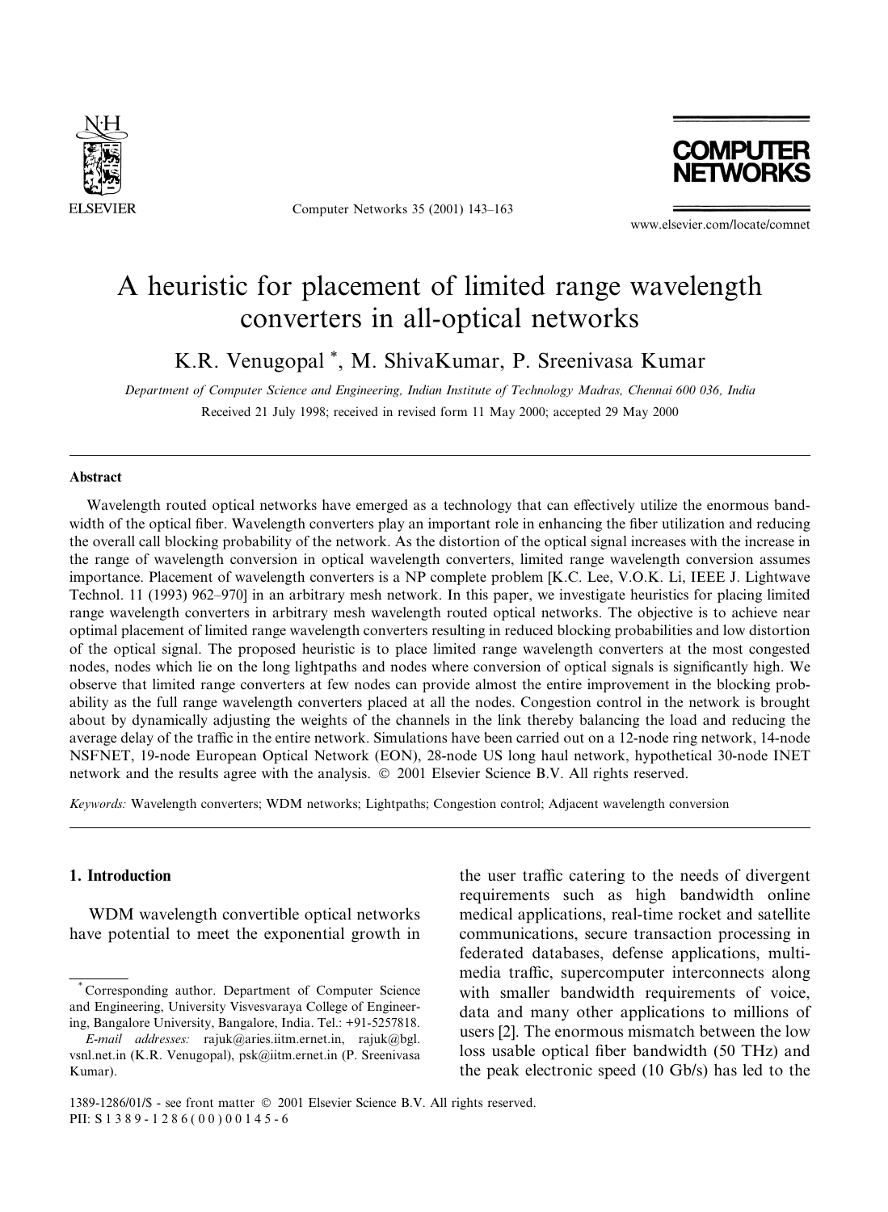# A heuristic for placement of limited range wavelength converters in all-optical networks

K.R. Venugopal *, M. ShivaKumar, P. Sreenivasa Kumar

*Department of Computer Science and Engineering, Indian Institute of Technology Madras, Chennai 600 036, India*

Received 21 July 1998; received in revised form 11 May 2000; accepted 29 May 2000

## Abstract

Wavelength routed optical networks have emerged as a technology that can effectively utilize the enormous bandwidth of the optical fiber. Wavelength converters play an important role in enhancing the fiber utilization and reducing the overall call blocking probability of the network. As the distortion of the optical signal increases with the increase in the range of wavelength conversion in optical wavelength converters, limited range wavelength conversion assumes importance. Placement of wavelength converters is a NP complete problem [K.C. Lee, V.O.K. Li, IEEE J. Lightwave Technol. 11 (1993) 962–970] in an arbitrary mesh network. In this paper, we investigate heuristics for placing limited range wavelength converters in arbitrary mesh wavelength routed optical networks. The objective is to achieve near optimal placement of limited range wavelength converters resulting in reduced blocking probabilities and low distortion of the optical signal. The proposed heuristic is to place limited range wavelength converters at the most congested nodes, nodes which lie on the long lightpaths and nodes where conversion of optical signals is significantly high. We observe that limited range converters at few nodes can provide almost the entire improvement in the blocking probability as the full range wavelength converters placed at all the nodes. Congestion control in the network is brought about by dynamically adjusting the weights of the channels in the link thereby balancing the load and reducing the average delay of the traffic in the entire network. Simulations have been carried out on a 12-node ring network, 14-node NSFNET, 19-node European Optical Network (EON), 28-node US long haul network, hypothetical 30-node INET network and the results agree with the analysis. © 2001 Elsevier Science B.V. All rights reserved.

*Keywords:* Wavelength converters; WDM networks; Lightpaths; Congestion control; Adjacent wavelength conversion

## 1. Introduction

WDM wavelength convertible optical networks have potential to meet the exponential growth in the user traffic catering to the needs of divergent requirements such as high bandwidth online medical applications, real-time rocket and satellite communications, secure transaction processing in federated databases, defense applications, multimedia traffic, supercomputer interconnects along with smaller bandwidth requirements of voice, data and many other applications to millions of users [2]. The enormous mismatch between the low loss usable optical fiber bandwidth (50 THz) and the peak electronic speed (10 Gb/s) has led to the

---

* Corresponding author. Department of Computer Science and Engineering, University Visvesvaraya College of Engineering, Bangalore University, Bangalore, India. Tel.: +91-5257818.

*E-mail addresses:* rajuk@aries.iitm.ernet.in, rajuk@bgl.vsnl.net.in (K.R. Venugopal), psk@iitm.ernet.in (P. Sreenivasa Kumar).

1389-1286/01/$ - see front matter © 2001 Elsevier Science B.V. All rights reserved.
PII: S 1 3 8 9 - 1 2 8 6 ( 0 0 ) 0 0 1 4 5 - 6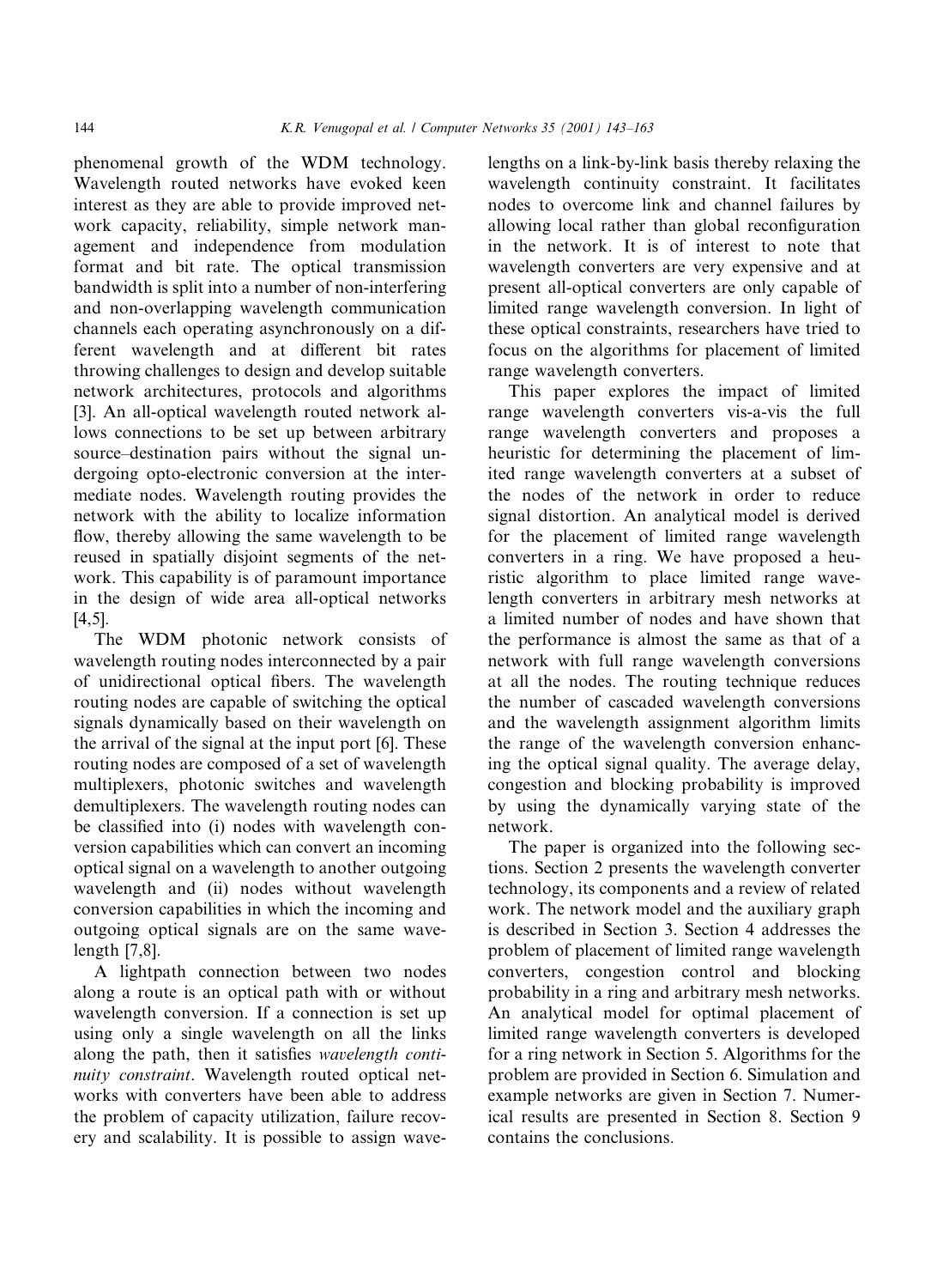phenomenal growth of the WDM technology. Wavelength routed networks have evoked keen interest as they are able to provide improved network capacity, reliability, simple network management and independence from modulation format and bit rate. The optical transmission bandwidth is split into a number of non-interfering and non-overlapping wavelength communication channels each operating asynchronously on a different wavelength and at different bit rates throwing challenges to design and develop suitable network architectures, protocols and algorithms [3]. An all-optical wavelength routed network allows connections to be set up between arbitrary source–destination pairs without the signal undergoing opto-electronic conversion at the intermediate nodes. Wavelength routing provides the network with the ability to localize information flow, thereby allowing the same wavelength to be reused in spatially disjoint segments of the network. This capability is of paramount importance in the design of wide area all-optical networks [4,5].

The WDM photonic network consists of wavelength routing nodes interconnected by a pair of unidirectional optical fibers. The wavelength routing nodes are capable of switching the optical signals dynamically based on their wavelength on the arrival of the signal at the input port [6]. These routing nodes are composed of a set of wavelength multiplexers, photonic switches and wavelength demultiplexers. The wavelength routing nodes can be classified into (i) nodes with wavelength conversion capabilities which can convert an incoming optical signal on a wavelength to another outgoing wavelength and (ii) nodes without wavelength conversion capabilities in which the incoming and outgoing optical signals are on the same wavelength [7,8].

A lightpath connection between two nodes along a route is an optical path with or without wavelength conversion. If a connection is set up using only a single wavelength on all the links along the path, then it satisfies *wavelength continuity constraint*. Wavelength routed optical networks with converters have been able to address the problem of capacity utilization, failure recovery and scalability. It is possible to assign wavelengths on a link-by-link basis thereby relaxing the wavelength continuity constraint. It facilitates nodes to overcome link and channel failures by allowing local rather than global reconfiguration in the network. It is of interest to note that wavelength converters are very expensive and at present all-optical converters are only capable of limited range wavelength conversion. In light of these optical constraints, researchers have tried to focus on the algorithms for placement of limited range wavelength converters.

This paper explores the impact of limited range wavelength converters vis-a-vis the full range wavelength converters and proposes a heuristic for determining the placement of limited range wavelength converters at a subset of the nodes of the network in order to reduce signal distortion. An analytical model is derived for the placement of limited range wavelength converters in a ring. We have proposed a heuristic algorithm to place limited range wavelength converters in arbitrary mesh networks at a limited number of nodes and have shown that the performance is almost the same as that of a network with full range wavelength conversions at all the nodes. The routing technique reduces the number of cascaded wavelength conversions and the wavelength assignment algorithm limits the range of the wavelength conversion enhancing the optical signal quality. The average delay, congestion and blocking probability is improved by using the dynamically varying state of the network.

The paper is organized into the following sections. Section 2 presents the wavelength converter technology, its components and a review of related work. The network model and the auxiliary graph is described in Section 3. Section 4 addresses the problem of placement of limited range wavelength converters, congestion control and blocking probability in a ring and arbitrary mesh networks. An analytical model for optimal placement of limited range wavelength converters is developed for a ring network in Section 5. Algorithms for the problem are provided in Section 6. Simulation and example networks are given in Section 7. Numerical results are presented in Section 8. Section 9 contains the conclusions.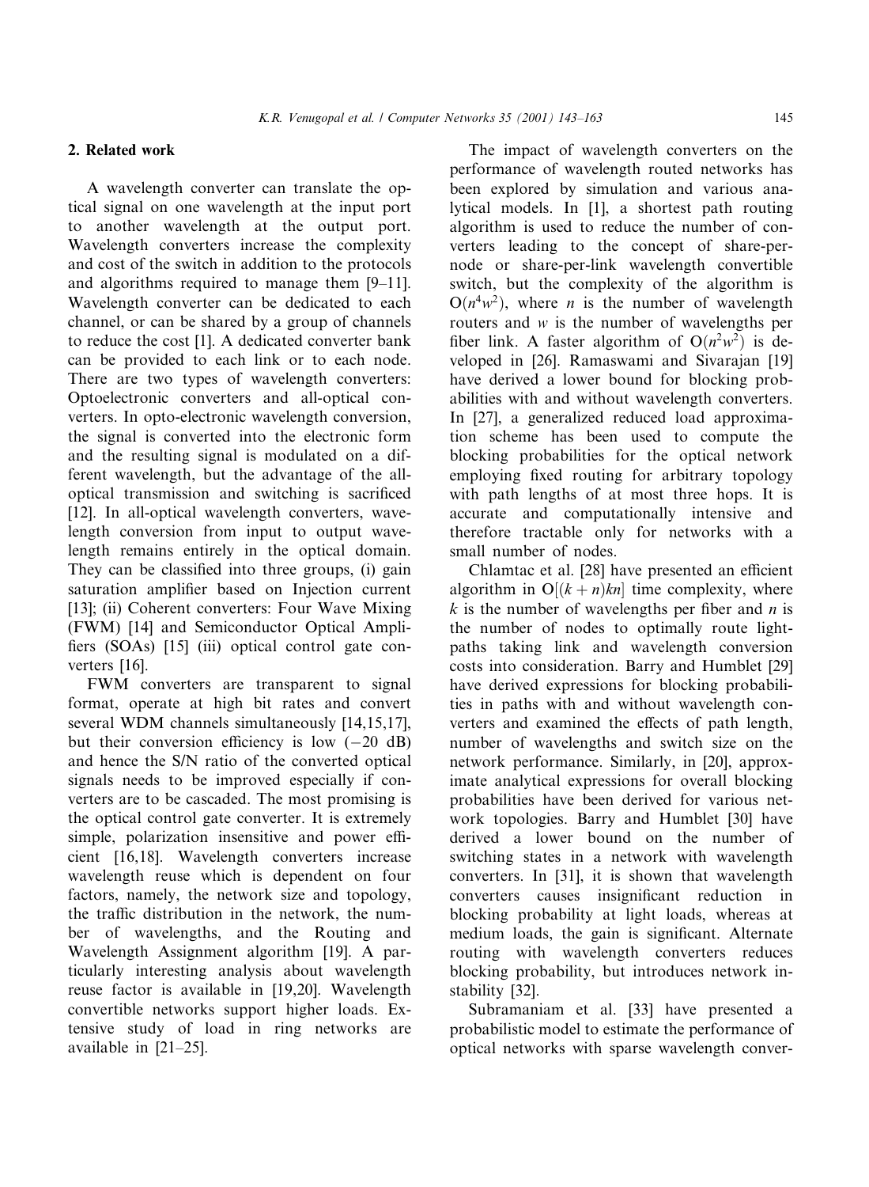## 2. Related work

A wavelength converter can translate the optical signal on one wavelength at the input port to another wavelength at the output port. Wavelength converters increase the complexity and cost of the switch in addition to the protocols and algorithms required to manage them [9–11]. Wavelength converter can be dedicated to each channel, or can be shared by a group of channels to reduce the cost [1]. A dedicated converter bank can be provided to each link or to each node. There are two types of wavelength converters: Optoelectronic converters and all-optical converters. In opto-electronic wavelength conversion, the signal is converted into the electronic form and the resulting signal is modulated on a different wavelength, but the advantage of the all-optical transmission and switching is sacrificed [12]. In all-optical wavelength converters, wavelength conversion from input to output wavelength remains entirely in the optical domain. They can be classified into three groups, (i) gain saturation amplifier based on Injection current [13]; (ii) Coherent converters: Four Wave Mixing (FWM) [14] and Semiconductor Optical Amplifiers (SOAs) [15] (iii) optical control gate converters [16].

FWM converters are transparent to signal format, operate at high bit rates and convert several WDM channels simultaneously [14,15,17], but their conversion efficiency is low (−20 dB) and hence the S/N ratio of the converted optical signals needs to be improved especially if converters are to be cascaded. The most promising is the optical control gate converter. It is extremely simple, polarization insensitive and power efficient [16,18]. Wavelength converters increase wavelength reuse which is dependent on four factors, namely, the network size and topology, the traffic distribution in the network, the number of wavelengths, and the Routing and Wavelength Assignment algorithm [19]. A particularly interesting analysis about wavelength reuse factor is available in [19,20]. Wavelength convertible networks support higher loads. Extensive study of load in ring networks are available in [21–25].

The impact of wavelength converters on the performance of wavelength routed networks has been explored by simulation and various analytical models. In [1], a shortest path routing algorithm is used to reduce the number of converters leading to the concept of share-per-node or share-per-link wavelength convertible switch, but the complexity of the algorithm is $O(n^4w^2)$, where $n$ is the number of wavelength routers and $w$ is the number of wavelengths per fiber link. A faster algorithm of $O(n^2w^2)$ is developed in [26]. Ramaswami and Sivarajan [19] have derived a lower bound for blocking probabilities with and without wavelength converters. In [27], a generalized reduced load approximation scheme has been used to compute the blocking probabilities for the optical network employing fixed routing for arbitrary topology with path lengths of at most three hops. It is accurate and computationally intensive and therefore tractable only for networks with a small number of nodes.

Chlamtac et al. [28] have presented an efficient algorithm in $O[(k+n)kn]$ time complexity, where $k$ is the number of wavelengths per fiber and $n$ is the number of nodes to optimally route lightpaths taking link and wavelength conversion costs into consideration. Barry and Humblet [29] have derived expressions for blocking probabilities in paths with and without wavelength converters and examined the effects of path length, number of wavelengths and switch size on the network performance. Similarly, in [20], approximate analytical expressions for overall blocking probabilities have been derived for various network topologies. Barry and Humblet [30] have derived a lower bound on the number of switching states in a network with wavelength converters. In [31], it is shown that wavelength converters causes insignificant reduction in blocking probability at light loads, whereas at medium loads, the gain is significant. Alternate routing with wavelength converters reduces blocking probability, but introduces network instability [32].

Subramaniam et al. [33] have presented a probabilistic model to estimate the performance of optical networks with sparse wavelength conver-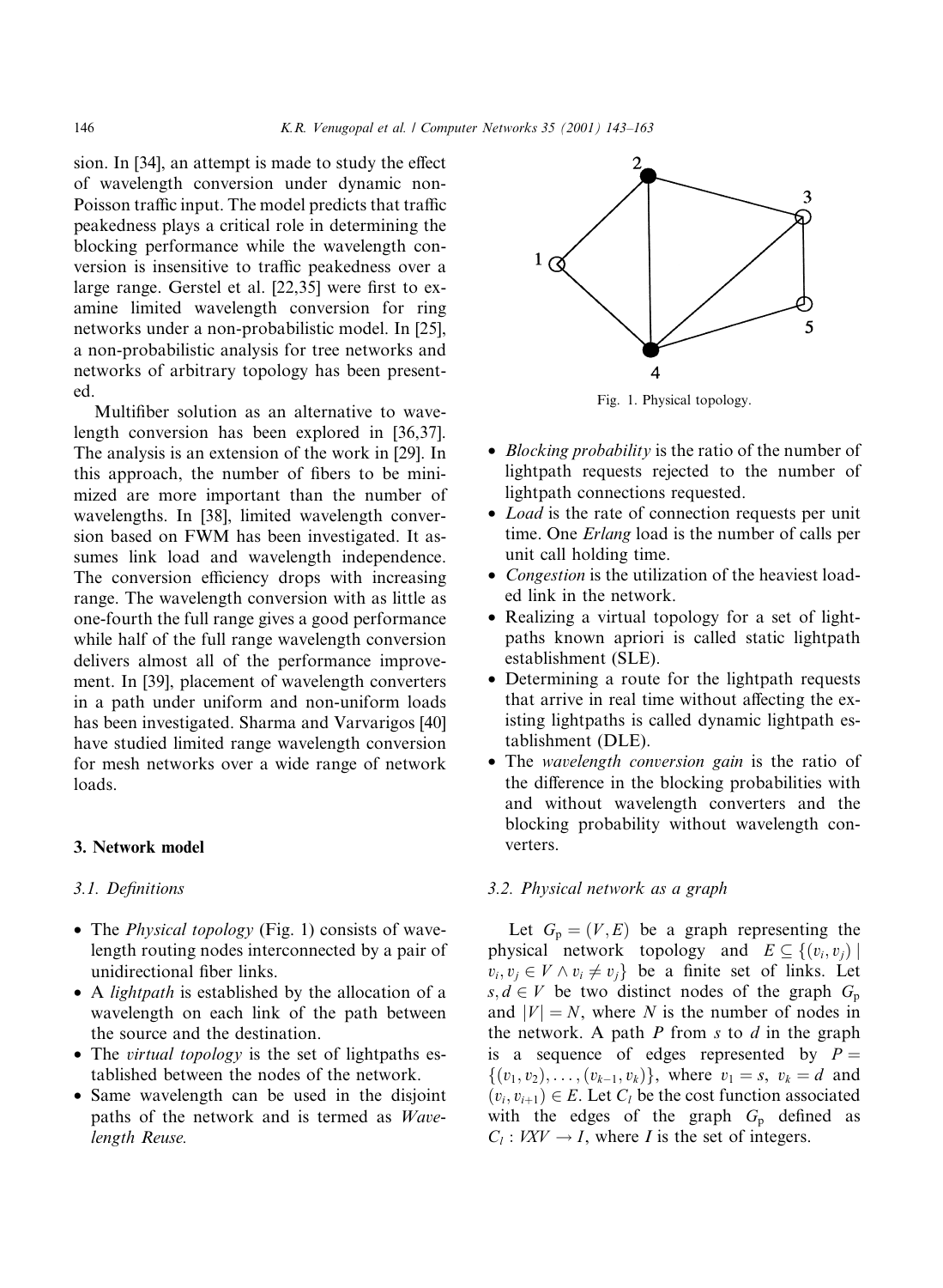sion. In [34], an attempt is made to study the effect of wavelength conversion under dynamic non-Poisson traffic input. The model predicts that traffic peakedness plays a critical role in determining the blocking performance while the wavelength conversion is insensitive to traffic peakedness over a large range. Gerstel et al. [22,35] were first to examine limited wavelength conversion for ring networks under a non-probabilistic model. In [25], a non-probabilistic analysis for tree networks and networks of arbitrary topology has been presented.

Multifiber solution as an alternative to wavelength conversion has been explored in [36,37]. The analysis is an extension of the work in [29]. In this approach, the number of fibers to be minimized are more important than the number of wavelengths. In [38], limited wavelength conversion based on FWM has been investigated. It assumes link load and wavelength independence. The conversion efficiency drops with increasing range. The wavelength conversion with as little as one-fourth the full range gives a good performance while half of the full range wavelength conversion delivers almost all of the performance improvement. In [39], placement of wavelength converters in a path under uniform and non-uniform loads has been investigated. Sharma and Varvarigos [40] have studied limited range wavelength conversion for mesh networks over a wide range of network loads.

## 3. Network model

### 3.1. Definitions

- The *Physical topology* (Fig. 1) consists of wavelength routing nodes interconnected by a pair of unidirectional fiber links.
- A *lightpath* is established by the allocation of a wavelength on each link of the path between the source and the destination.
- The *virtual topology* is the set of lightpaths established between the nodes of the network.
- Same wavelength can be used in the disjoint paths of the network and is termed as *Wavelength Reuse.*

Fig. 1. Physical topology.

- *Blocking probability* is the ratio of the number of lightpath requests rejected to the number of lightpath connections requested.
- *Load* is the rate of connection requests per unit time. One *Erlang* load is the number of calls per unit call holding time.
- *Congestion* is the utilization of the heaviest loaded link in the network.
- Realizing a virtual topology for a set of lightpaths known apriori is called static lightpath establishment (SLE).
- Determining a route for the lightpath requests that arrive in real time without affecting the existing lightpaths is called dynamic lightpath establishment (DLE).
- The *wavelength conversion gain* is the ratio of the difference in the blocking probabilities with and without wavelength converters and the blocking probability without wavelength converters.

### 3.2. Physical network as a graph

Let $G_p = (V, E)$ be a graph representing the physical network topology and $E \subseteq \{(v_i, v_j) \mid v_i, v_j \in V \wedge v_i \neq v_j\}$ be a finite set of links. Let $s, d \in V$ be two distinct nodes of the graph $G_p$ and $|V| = N$, where $N$ is the number of nodes in the network. A path $P$ from $s$ to $d$ in the graph is a sequence of edges represented by $P = \{(v_1, v_2), \ldots, (v_{k-1}, v_k)\}$, where $v_1 = s$, $v_k = d$ and $(v_i, v_{i+1}) \in E$. Let $C_l$ be the cost function associated with the edges of the graph $G_p$ defined as $C_l : VXV \rightarrow I$, where $I$ is the set of integers.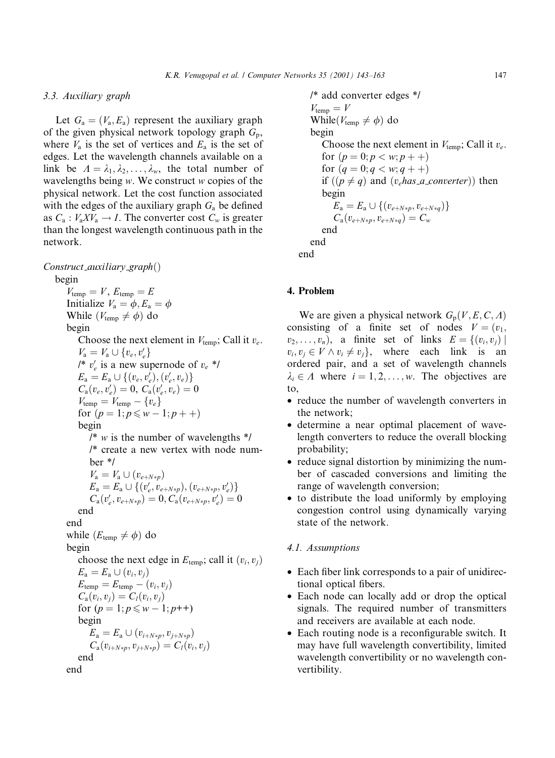### 3.3. Auxiliary graph

Let $G_a = (V_a, E_a)$ represent the auxiliary graph of the given physical network topology graph $G_p$, where $V_a$ is the set of vertices and $E_a$ is the set of edges. Let the wavelength channels available on a link be $\Lambda = \lambda_1, \lambda_2, \ldots, \lambda_w$, the total number of wavelengths being $w$. We construct $w$ copies of the physical network. Let the cost function associated with the edges of the auxiliary graph $G_a$ be defined as $C_a : V_a X V_a \rightarrow I$. The converter cost $C_w$ is greater than the longest wavelength continuous path in the network.

```
Construct_auxiliary_graph()
begin
   V_temp = V, E_temp = E
   Initialize V_a = φ, E_a = φ
   While (V_temp ≠ φ) do
   begin
      Choose the next element in V_temp; Call it v_e.
      V_a = V_a ∪ {v_e, v'_e}
      /* v'_e is a new supernode of v_e */
      E_a = E_a ∪ {(v_e, v'_e), (v'_e, v_e)}
      C_a(v_e, v'_e) = 0, C_a(v'_e, v_e) = 0
      V_temp = V_temp − {v_e}
      for (p = 1; p ≤ w − 1; p++)
      begin
         /* w is the number of wavelengths */
         /* create a new vertex with node number */
         V_a = V_a ∪ (v_{e+N*p})
         E_a = E_a ∪ {(v'_e, v_{e+N*p}), (v_{e+N*p}, v'_e)}
         C_a(v'_e, v_{e+N*p}) = 0, C_a(v_{e+N*p}, v'_e) = 0
      end
   end
   while (E_temp ≠ φ) do
   begin
      choose the next edge in E_temp; call it (v_i, v_j)
      E_a = E_a ∪ (v_i, v_j)
      E_temp = E_temp − (v_i, v_j)
      C_a(v_i, v_j) = C_l(v_i, v_j)
      for (p = 1; p ≤ w − 1; p++)
      begin
         E_a = E_a ∪ (v_{i+N*p}, v_{j+N*p})
         C_a(v_{i+N*p}, v_{j+N*p}) = C_l(v_i, v_j)
      end
   end
   /* add converter edges */
   V_temp = V
   While(V_temp ≠ φ) do
   begin
      Choose the next element in V_temp; Call it v_e.
      for (p = 0; p < w; p++)
      for (q = 0; q < w; q++)
      if ((p ≠ q) and (v_e has_a_converter)) then
      begin
         E_a = E_a ∪ {(v_{e+N*p}, v_{e+N*q})}
         C_a(v_{e+N*p}, v_{e+N*q}) = C_w
      end
   end
end
```

## 4. Problem

We are given a physical network $G_p(V, E, C, \Lambda)$ consisting of a finite set of nodes $V = (v_1, v_2, \ldots, v_n)$, a finite set of links $E = \{(v_i, v_j) \mid v_i, v_j \in V \wedge v_i \neq v_j\}$, where each link is an ordered pair, and a set of wavelength channels $\lambda_i \in \Lambda$ where $i = 1, 2, \ldots, w$. The objectives are to,

- reduce the number of wavelength converters in the network;
- determine a near optimal placement of wavelength converters to reduce the overall blocking probability;
- reduce signal distortion by minimizing the number of cascaded conversions and limiting the range of wavelength conversion;
- to distribute the load uniformly by employing congestion control using dynamically varying state of the network.

### 4.1. Assumptions

- Each fiber link corresponds to a pair of unidirectional optical fibers.
- Each node can locally add or drop the optical signals. The required number of transmitters and receivers are available at each node.
- Each routing node is a reconfigurable switch. It may have full wavelength convertibility, limited wavelength convertibility or no wavelength convertibility.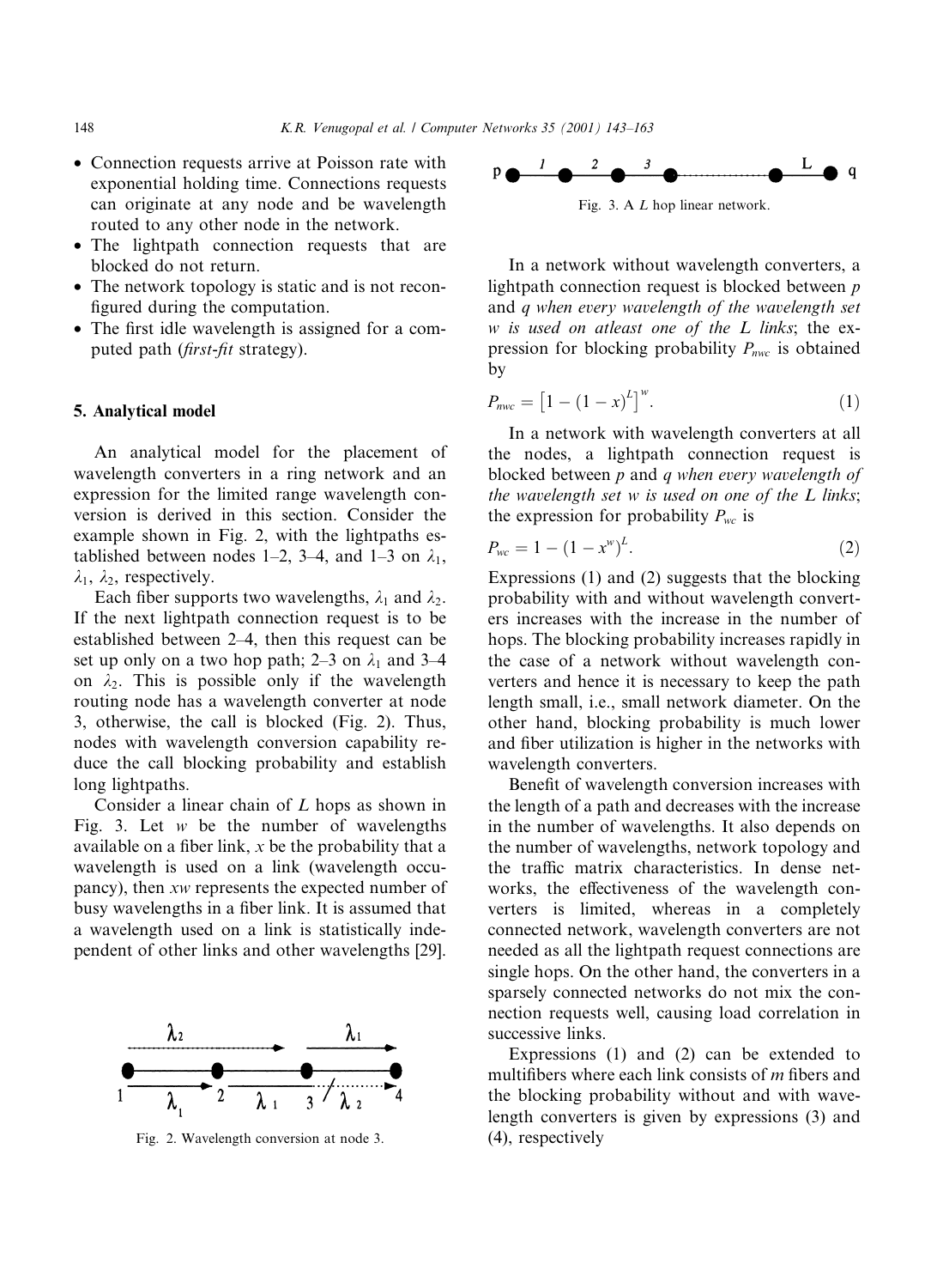- Connection requests arrive at Poisson rate with exponential holding time. Connections requests can originate at any node and be wavelength routed to any other node in the network.
- The lightpath connection requests that are blocked do not return.
- The network topology is static and is not reconfigured during the computation.
- The first idle wavelength is assigned for a computed path (*first-fit* strategy).

## 5. Analytical model

An analytical model for the placement of wavelength converters in a ring network and an expression for the limited range wavelength conversion is derived in this section. Consider the example shown in Fig. 2, with the lightpaths established between nodes 1–2, 3–4, and 1–3 on $\lambda_1$, $\lambda_1$, $\lambda_2$, respectively.

Each fiber supports two wavelengths, $\lambda_1$ and $\lambda_2$. If the next lightpath connection request is to be established between 2–4, then this request can be set up only on a two hop path; 2–3 on $\lambda_1$ and 3–4 on $\lambda_2$. This is possible only if the wavelength routing node has a wavelength converter at node 3, otherwise, the call is blocked (Fig. 2). Thus, nodes with wavelength conversion capability reduce the call blocking probability and establish long lightpaths.

Consider a linear chain of $L$ hops as shown in Fig. 3. Let $w$ be the number of wavelengths available on a fiber link, $x$ be the probability that a wavelength is used on a link (wavelength occupancy), then $xw$ represents the expected number of busy wavelengths in a fiber link. It is assumed that a wavelength used on a link is statistically independent of other links and other wavelengths [29].

Fig. 2. Wavelength conversion at node 3.

Fig. 3. A $L$ hop linear network.

In a network without wavelength converters, a lightpath connection request is blocked between $p$ and $q$ *when every wavelength of the wavelength set w is used on atleast one of the L links*; the expression for blocking probability $P_{nwc}$ is obtained by

$$P_{nwc} = \left[1 - (1 - x)^{L}\right]^{w}. \tag{1}$$

In a network with wavelength converters at all the nodes, a lightpath connection request is blocked between $p$ and $q$ *when every wavelength of the wavelength set w is used on one of the L links*; the expression for probability $P_{wc}$ is

$$P_{wc} = 1 - (1 - x^{w})^{L}. \tag{2}$$

Expressions (1) and (2) suggests that the blocking probability with and without wavelength converters increases with the increase in the number of hops. The blocking probability increases rapidly in the case of a network without wavelength converters and hence it is necessary to keep the path length small, i.e., small network diameter. On the other hand, blocking probability is much lower and fiber utilization is higher in the networks with wavelength converters.

Benefit of wavelength conversion increases with the length of a path and decreases with the increase in the number of wavelengths. It also depends on the number of wavelengths, network topology and the traffic matrix characteristics. In dense networks, the effectiveness of the wavelength converters is limited, whereas in a completely connected network, wavelength converters are not needed as all the lightpath request connections are single hops. On the other hand, the converters in a sparsely connected networks do not mix the connection requests well, causing load correlation in successive links.

Expressions (1) and (2) can be extended to multifibers where each link consists of $m$ fibers and the blocking probability without and with wavelength converters is given by expressions (3) and (4), respectively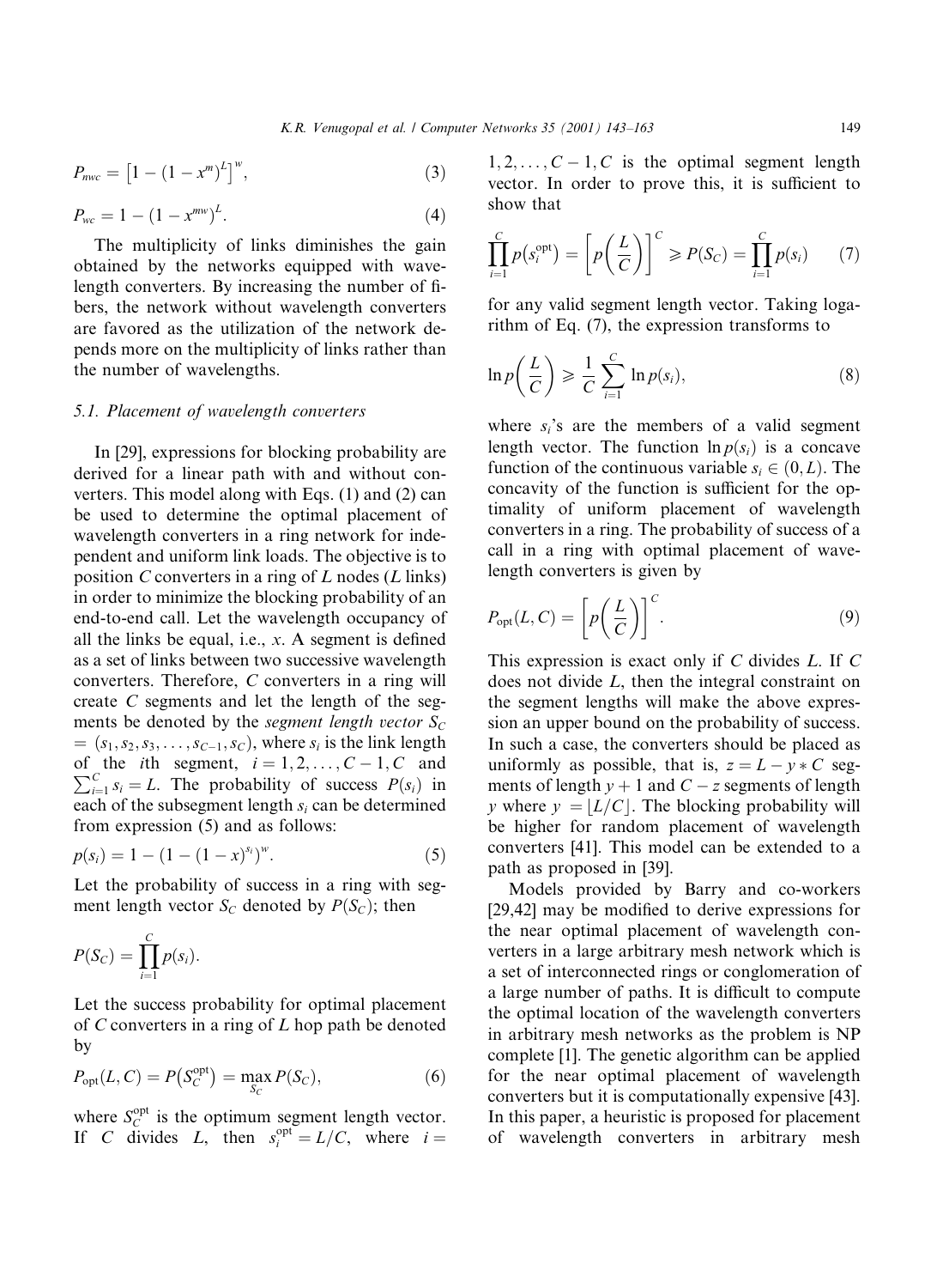$$P_{nwc} = \left[1 - (1 - x^m)^L\right]^w, \tag{3}$$

$$P_{wc} = 1 - (1 - x^{mw})^L. \tag{4}$$

The multiplicity of links diminishes the gain obtained by the networks equipped with wavelength converters. By increasing the number of fibers, the network without wavelength converters are favored as the utilization of the network depends more on the multiplicity of links rather than the number of wavelengths.

### 5.1. Placement of wavelength converters

In [29], expressions for blocking probability are derived for a linear path with and without converters. This model along with Eqs. (1) and (2) can be used to determine the optimal placement of wavelength converters in a ring network for independent and uniform link loads. The objective is to position $C$ converters in a ring of $L$ nodes ($L$ links) in order to minimize the blocking probability of an end-to-end call. Let the wavelength occupancy of all the links be equal, i.e., $x$. A segment is defined as a set of links between two successive wavelength converters. Therefore, $C$ converters in a ring will create $C$ segments and let the length of the segments be denoted by the *segment length vector* $S_C = (s_1, s_2, s_3, \ldots, s_{C-1}, s_C)$, where $s_i$ is the link length of the $i$th segment, $i = 1, 2, \ldots, C-1, C$ and $\sum_{i=1}^{C} s_i = L$. The probability of success $P(s_i)$ in each of the subsegment length $s_i$ can be determined from expression (5) and as follows:

$$p(s_i) = 1 - (1 - (1 - x)^{s_i})^w. \tag{5}$$

Let the probability of success in a ring with segment length vector $S_C$ denoted by $P(S_C)$; then

$$P(S_C) = \prod_{i=1}^{C} p(s_i).$$

Let the success probability for optimal placement of $C$ converters in a ring of $L$ hop path be denoted by

$$P_{\text{opt}}(L, C) = P\left(S_C^{\text{opt}}\right) = \max_{S_C} P(S_C), \tag{6}$$

where $S_C^{\text{opt}}$ is the optimum segment length vector. If $C$ divides $L$, then $s_i^{\text{opt}} = L/C$, where $i = 1, 2, \ldots, C-1, C$ is the optimal segment length vector. In order to prove this, it is sufficient to show that

$$\prod_{i=1}^{C} p\left(s_i^{\text{opt}}\right) = \left[p\left(\frac{L}{C}\right)\right]^C \geqslant P(S_C) = \prod_{i=1}^{C} p(s_i) \tag{7}$$

for any valid segment length vector. Taking logarithm of Eq. (7), the expression transforms to

$$\ln p\left(\frac{L}{C}\right) \geqslant \frac{1}{C} \sum_{i=1}^{C} \ln p(s_i), \tag{8}$$

where $s_i$'s are the members of a valid segment length vector. The function $\ln p(s_i)$ is a concave function of the continuous variable $s_i \in (0, L)$. The concavity of the function is sufficient for the optimality of uniform placement of wavelength converters in a ring. The probability of success of a call in a ring with optimal placement of wavelength converters is given by

$$P_{\text{opt}}(L, C) = \left[p\left(\frac{L}{C}\right)\right]^C. \tag{9}$$

This expression is exact only if $C$ divides $L$. If $C$ does not divide $L$, then the integral constraint on the segment lengths will make the above expression an upper bound on the probability of success. In such a case, the converters should be placed as uniformly as possible, that is, $z = L - y * C$ segments of length $y + 1$ and $C - z$ segments of length $y$ where $y = \lfloor L/C \rfloor$. The blocking probability will be higher for random placement of wavelength converters [41]. This model can be extended to a path as proposed in [39].

Models provided by Barry and co-workers [29,42] may be modified to derive expressions for the near optimal placement of wavelength converters in a large arbitrary mesh network which is a set of interconnected rings or conglomeration of a large number of paths. It is difficult to compute the optimal location of the wavelength converters in arbitrary mesh networks as the problem is NP complete [1]. The genetic algorithm can be applied for the near optimal placement of wavelength converters but it is computationally expensive [43]. In this paper, a heuristic is proposed for placement of wavelength converters in arbitrary mesh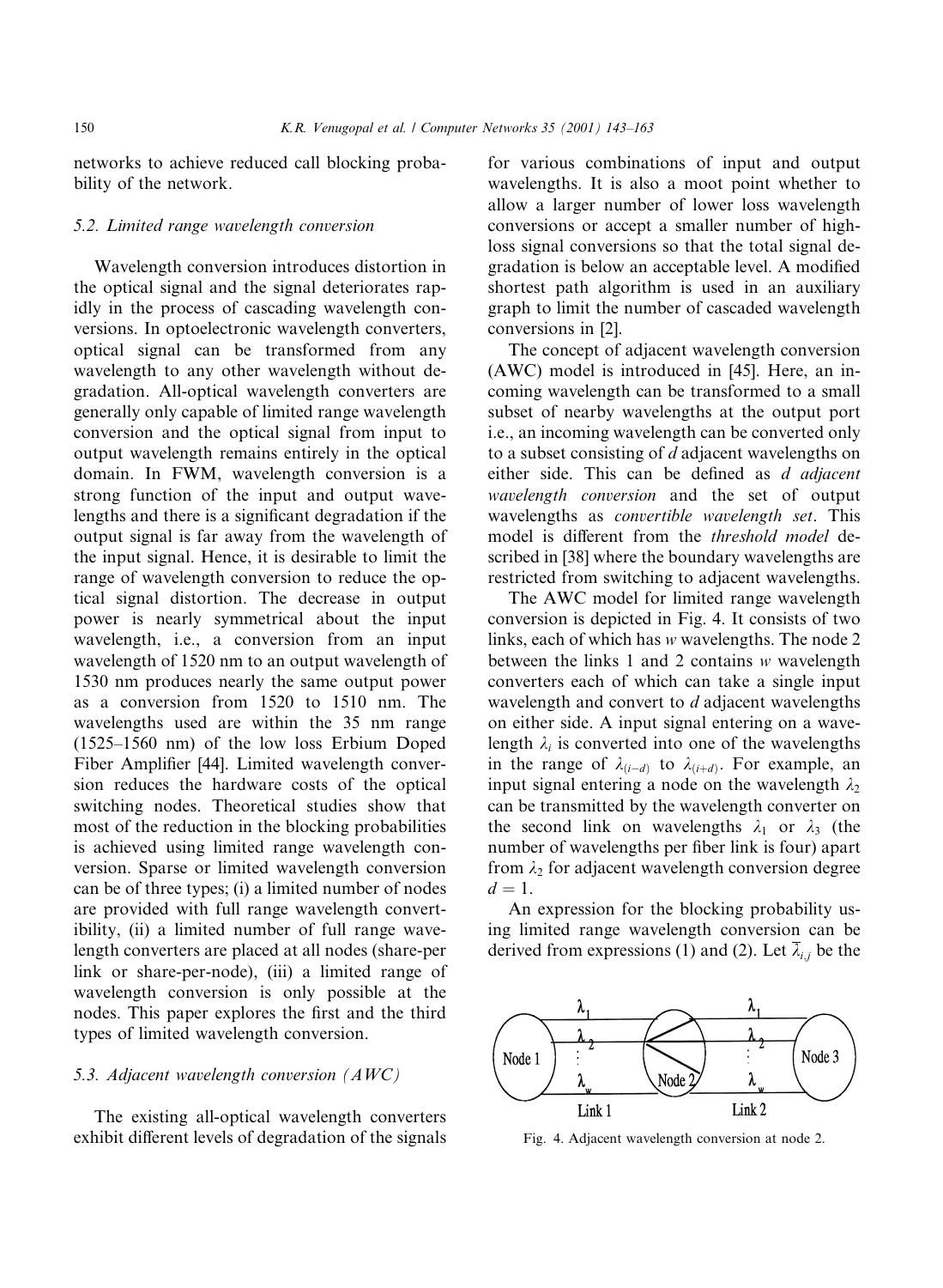networks to achieve reduced call blocking probability of the network.

### 5.2. Limited range wavelength conversion

Wavelength conversion introduces distortion in the optical signal and the signal deteriorates rapidly in the process of cascading wavelength conversions. In optoelectronic wavelength converters, optical signal can be transformed from any wavelength to any other wavelength without degradation. All-optical wavelength converters are generally only capable of limited range wavelength conversion and the optical signal from input to output wavelength remains entirely in the optical domain. In FWM, wavelength conversion is a strong function of the input and output wavelengths and there is a significant degradation if the output signal is far away from the wavelength of the input signal. Hence, it is desirable to limit the range of wavelength conversion to reduce the optical signal distortion. The decrease in output power is nearly symmetrical about the input wavelength, i.e., a conversion from an input wavelength of 1520 nm to an output wavelength of 1530 nm produces nearly the same output power as a conversion from 1520 to 1510 nm. The wavelengths used are within the 35 nm range (1525–1560 nm) of the low loss Erbium Doped Fiber Amplifier [44]. Limited wavelength conversion reduces the hardware costs of the optical switching nodes. Theoretical studies show that most of the reduction in the blocking probabilities is achieved using limited range wavelength conversion. Sparse or limited wavelength conversion can be of three types; (i) a limited number of nodes are provided with full range wavelength convertibility, (ii) a limited number of full range wavelength converters are placed at all nodes (share-per link or share-per-node), (iii) a limited range of wavelength conversion is only possible at the nodes. This paper explores the first and the third types of limited wavelength conversion.

### 5.3. Adjacent wavelength conversion (AWC)

The existing all-optical wavelength converters exhibit different levels of degradation of the signals for various combinations of input and output wavelengths. It is also a moot point whether to allow a larger number of lower loss wavelength conversions or accept a smaller number of high-loss signal conversions so that the total signal degradation is below an acceptable level. A modified shortest path algorithm is used in an auxiliary graph to limit the number of cascaded wavelength conversions in [2].

The concept of adjacent wavelength conversion (AWC) model is introduced in [45]. Here, an incoming wavelength can be transformed to a small subset of nearby wavelengths at the output port i.e., an incoming wavelength can be converted only to a subset consisting of $d$ adjacent wavelengths on either side. This can be defined as *d adjacent wavelength conversion* and the set of output wavelengths as *convertible wavelength set*. This model is different from the *threshold model* described in [38] where the boundary wavelengths are restricted from switching to adjacent wavelengths.

The AWC model for limited range wavelength conversion is depicted in Fig. 4. It consists of two links, each of which has $w$ wavelengths. The node 2 between the links 1 and 2 contains $w$ wavelength converters each of which can take a single input wavelength and convert to $d$ adjacent wavelengths on either side. A input signal entering on a wavelength $\lambda_i$ is converted into one of the wavelengths in the range of $\lambda_{(i-d)}$ to $\lambda_{(i+d)}$. For example, an input signal entering a node on the wavelength $\lambda_2$ can be transmitted by the wavelength converter on the second link on wavelengths $\lambda_1$ or $\lambda_3$ (the number of wavelengths per fiber link is four) apart from $\lambda_2$ for adjacent wavelength conversion degree $d = 1$.

An expression for the blocking probability using limited range wavelength conversion can be derived from expressions (1) and (2). Let $\overline{\lambda}_{i,j}$ be the

Fig. 4. Adjacent wavelength conversion at node 2.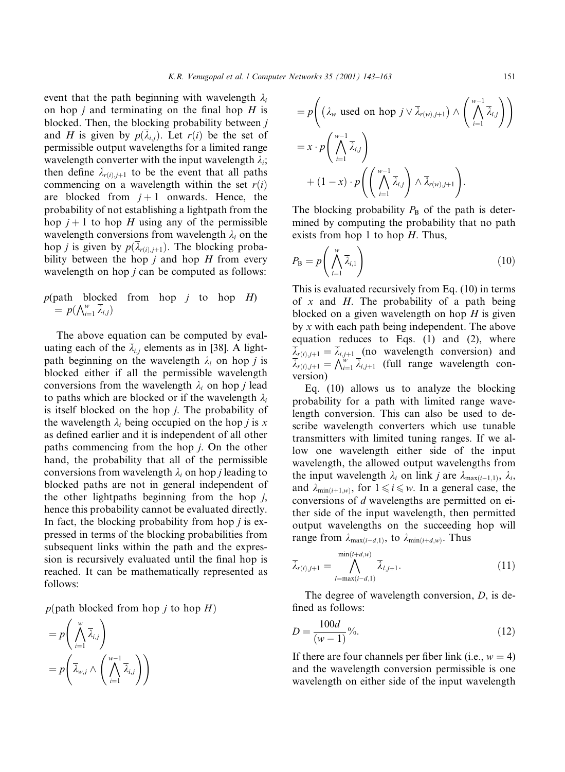event that the path beginning with wavelength $\lambda_i$ on hop $j$ and terminating on the final hop $H$ is blocked. Then, the blocking probability between $j$ and $H$ is given by $p(\overline{\lambda}_{i,j})$. Let $r(i)$ be the set of permissible output wavelengths for a limited range wavelength converter with the input wavelength $\lambda_i$; then define $\overline{\lambda}_{r(i),j+1}$ to be the event that all paths commencing on a wavelength within the set $r(i)$ are blocked from $j+1$ onwards. Hence, the probability of not establishing a lightpath from the hop $j+1$ to hop $H$ using any of the permissible wavelength conversions from wavelength $\lambda_i$ on the hop $j$ is given by $p(\overline{\lambda}_{r(i),j+1})$. The blocking probability between the hop $j$ and hop $H$ from every wavelength on hop $j$ can be computed as follows:

$p(\text{path blocked from hop } j \text{ to hop } H) = p(\bigwedge_{i=1}^{w} \overline{\lambda}_{i,j})$

The above equation can be computed by evaluating each of the $\overline{\lambda}_{i,j}$ elements as in [38]. A lightpath beginning on the wavelength $\lambda_i$ on hop $j$ is blocked either if all the permissible wavelength conversions from the wavelength $\lambda_i$ on hop $j$ lead to paths which are blocked or if the wavelength $\lambda_i$ is itself blocked on the hop $j$. The probability of the wavelength $\lambda_i$ being occupied on the hop $j$ is $x$ as defined earlier and it is independent of all other paths commencing from the hop $j$. On the other hand, the probability that all of the permissible conversions from wavelength $\lambda_i$ on hop $j$ leading to blocked paths are not in general independent of the other lightpaths beginning from the hop $j$, hence this probability cannot be evaluated directly. In fact, the blocking probability from hop $j$ is expressed in terms of the blocking probabilities from subsequent links within the path and the expression is recursively evaluated until the final hop is reached. It can be mathematically represented as follows:

$$
\begin{aligned}
&p(\text{path blocked from hop } j \text{ to hop } H) \\
&= p\left(\bigwedge_{i=1}^{w} \overline{\lambda}_{i,j}\right) \\
&= p\left(\overline{\lambda}_{w,j} \wedge \left(\bigwedge_{i=1}^{w-1} \overline{\lambda}_{i,j}\right)\right) \\
&= p\left(\left(\lambda_w \text{ used on hop } j \vee \overline{\lambda}_{r(w),j+1}\right) \wedge \left(\bigwedge_{i=1}^{w-1} \overline{\lambda}_{i,j}\right)\right) \\
&= x \cdot p\left(\bigwedge_{i=1}^{w-1} \overline{\lambda}_{i,j}\right) \\
&\quad + (1-x) \cdot p\left(\left(\bigwedge_{i=1}^{w-1} \overline{\lambda}_{i,j}\right) \wedge \overline{\lambda}_{r(w),j+1}\right).
\end{aligned}
$$

The blocking probability $P_B$ of the path is determined by computing the probability that no path exists from hop 1 to hop $H$. Thus,

$$P_B = p\left(\bigwedge_{i=1}^{w} \overline{\lambda}_{i,1}\right) \tag{10}$$

This is evaluated recursively from Eq. (10) in terms of $x$ and $H$. The probability of a path being blocked on a given wavelength on hop $H$ is given by $x$ with each path being independent. The above equation reduces to Eqs. (1) and (2), where $\overline{\lambda}_{r(i),j+1} = \overline{\lambda}_{i,j+1}$ (no wavelength conversion) and $\overline{\lambda}_{r(i),j+1} = \bigwedge_{i=1}^{w} \overline{\lambda}_{i,j+1}$ (full range wavelength conversion)

Eq. (10) allows us to analyze the blocking probability for a path with limited range wavelength conversion. This can also be used to describe wavelength converters which use tunable transmitters with limited tuning ranges. If we allow one wavelength either side of the input wavelength, the allowed output wavelengths from the input wavelength $\lambda_i$ on link $j$ are $\lambda_{\max(i-1,1)}$, $\lambda_i$, and $\lambda_{\min(i+1,w)}$, for $1 \leqslant i \leqslant w$. In a general case, the conversions of $d$ wavelengths are permitted on either side of the input wavelength, then permitted output wavelengths on the succeeding hop will range from $\lambda_{\max(i-d,1)}$, to $\lambda_{\min(i+d,w)}$. Thus

$$\overline{\lambda}_{r(i),j+1} = \bigwedge_{l=\max(i-d,1)}^{\min(i+d,w)} \overline{\lambda}_{l,j+1}. \tag{11}$$

The degree of wavelength conversion, $D$, is defined as follows:

$$D = \frac{100d}{(w-1)}\%. \tag{12}$$

If there are four channels per fiber link (i.e., $w=4$) and the wavelength conversion permissible is one wavelength on either side of the input wavelength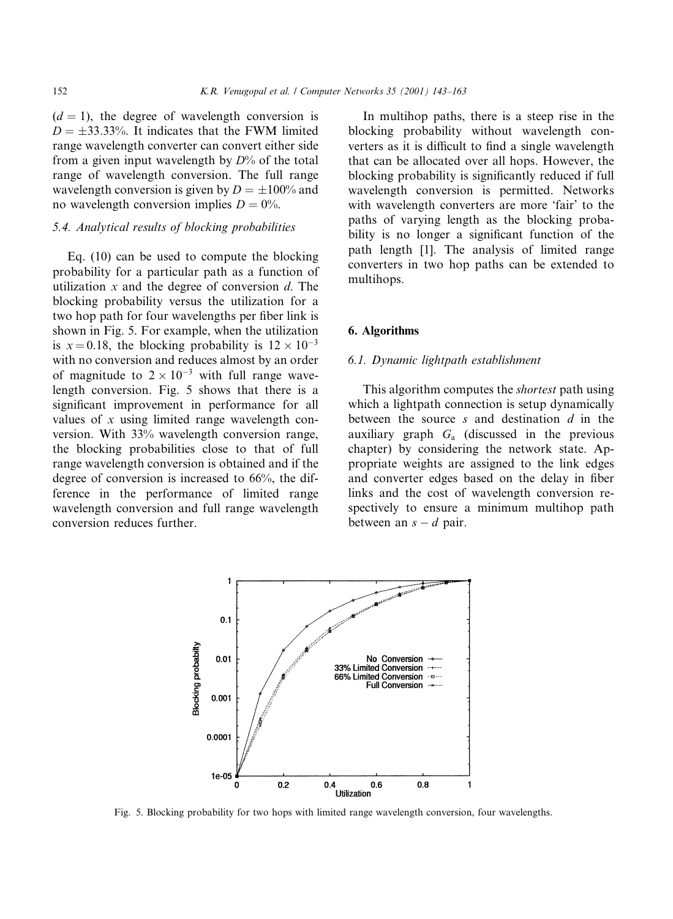($d = 1$), the degree of wavelength conversion is $D = \pm 33.33\%$. It indicates that the FWM limited range wavelength converter can convert either side from a given input wavelength by $D\%$ of the total range of wavelength conversion. The full range wavelength conversion is given by $D = \pm 100\%$ and no wavelength conversion implies $D = 0\%$.

### 5.4. Analytical results of blocking probabilities

Eq. (10) can be used to compute the blocking probability for a particular path as a function of utilization $x$ and the degree of conversion $d$. The blocking probability versus the utilization for a two hop path for four wavelengths per fiber link is shown in Fig. 5. For example, when the utilization is $x = 0.18$, the blocking probability is $12 \times 10^{-3}$ with no conversion and reduces almost by an order of magnitude to $2 \times 10^{-3}$ with full range wavelength conversion. Fig. 5 shows that there is a significant improvement in performance for all values of $x$ using limited range wavelength conversion. With 33% wavelength conversion range, the blocking probabilities close to that of full range wavelength conversion is obtained and if the degree of conversion is increased to 66%, the difference in the performance of limited range wavelength conversion and full range wavelength conversion reduces further.

In multihop paths, there is a steep rise in the blocking probability without wavelength converters as it is difficult to find a single wavelength that can be allocated over all hops. However, the blocking probability is significantly reduced if full wavelength conversion is permitted. Networks with wavelength converters are more 'fair' to the paths of varying length as the blocking probability is no longer a significant function of the path length [1]. The analysis of limited range converters in two hop paths can be extended to multihops.

## 6. Algorithms

### 6.1. Dynamic lightpath establishment

This algorithm computes the *shortest* path using which a lightpath connection is setup dynamically between the source $s$ and destination $d$ in the auxiliary graph $G_a$ (discussed in the previous chapter) by considering the network state. Appropriate weights are assigned to the link edges and converter edges based on the delay in fiber links and the cost of wavelength conversion respectively to ensure a minimum multihop path between an $s - d$ pair.

Fig. 5. Blocking probability for two hops with limited range wavelength conversion, four wavelengths.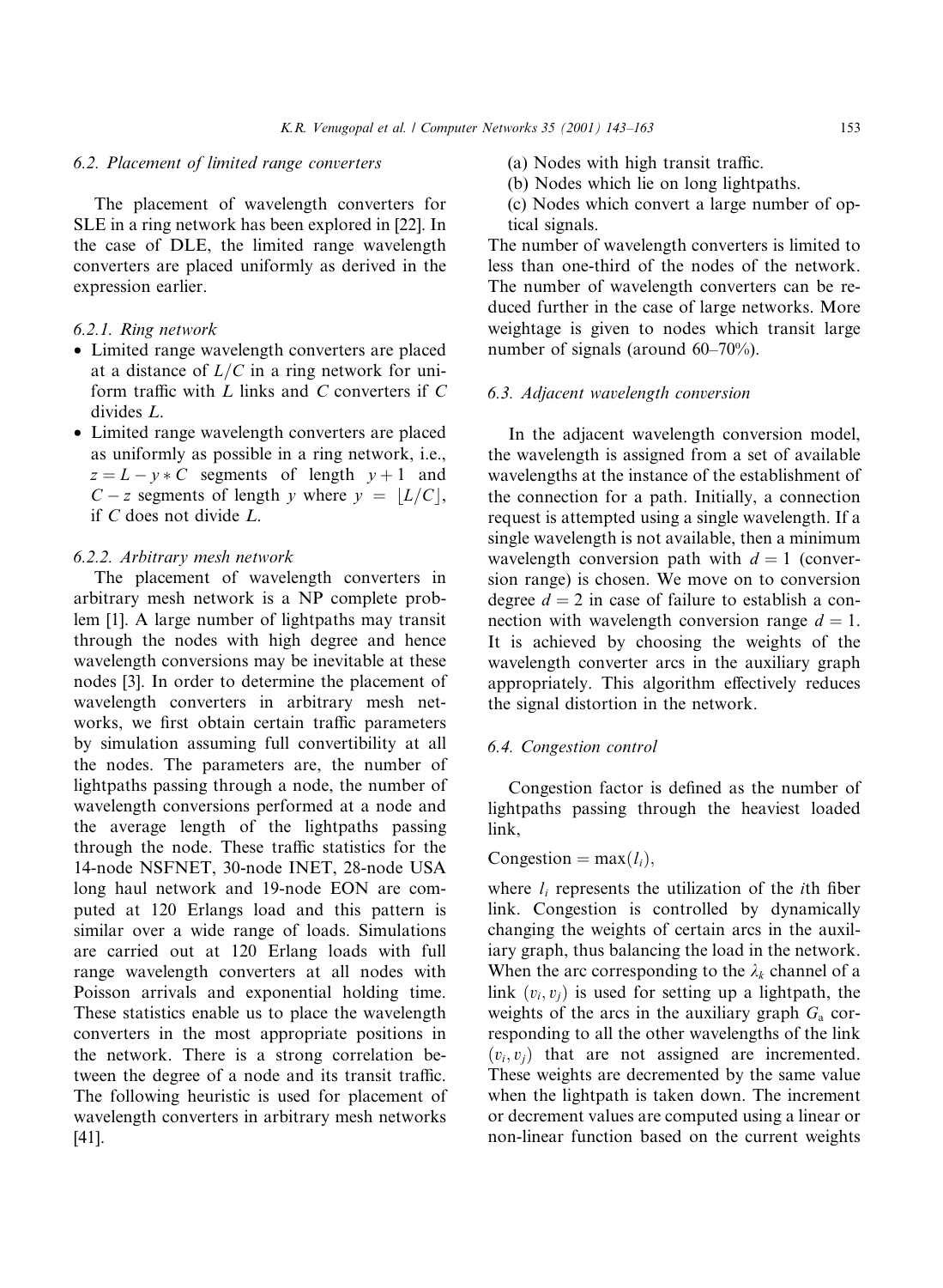### 6.2. Placement of limited range converters

The placement of wavelength converters for SLE in a ring network has been explored in [22]. In the case of DLE, the limited range wavelength converters are placed uniformly as derived in the expression earlier.

#### 6.2.1. Ring network

- Limited range wavelength converters are placed at a distance of $L/C$ in a ring network for uniform traffic with $L$ links and $C$ converters if $C$ divides $L$.
- Limited range wavelength converters are placed as uniformly as possible in a ring network, i.e., $z = L - y * C$ segments of length $y + 1$ and $C - z$ segments of length $y$ where $y = \lfloor L/C \rfloor$, if $C$ does not divide $L$.

#### 6.2.2. Arbitrary mesh network

The placement of wavelength converters in arbitrary mesh network is a NP complete problem [1]. A large number of lightpaths may transit through the nodes with high degree and hence wavelength conversions may be inevitable at these nodes [3]. In order to determine the placement of wavelength converters in arbitrary mesh networks, we first obtain certain traffic parameters by simulation assuming full convertibility at all the nodes. The parameters are, the number of lightpaths passing through a node, the number of wavelength conversions performed at a node and the average length of the lightpaths passing through the node. These traffic statistics for the 14-node NSFNET, 30-node INET, 28-node USA long haul network and 19-node EON are computed at 120 Erlangs load and this pattern is similar over a wide range of loads. Simulations are carried out at 120 Erlang loads with full range wavelength converters at all nodes with Poisson arrivals and exponential holding time. These statistics enable us to place the wavelength converters in the most appropriate positions in the network. There is a strong correlation between the degree of a node and its transit traffic. The following heuristic is used for placement of wavelength converters in arbitrary mesh networks [41].

(a) Nodes with high transit traffic.
(b) Nodes which lie on long lightpaths.
(c) Nodes which convert a large number of optical signals.

The number of wavelength converters is limited to less than one-third of the nodes of the network. The number of wavelength converters can be reduced further in the case of large networks. More weightage is given to nodes which transit large number of signals (around 60–70%).

### 6.3. Adjacent wavelength conversion

In the adjacent wavelength conversion model, the wavelength is assigned from a set of available wavelengths at the instance of the establishment of the connection for a path. Initially, a connection request is attempted using a single wavelength. If a single wavelength is not available, then a minimum wavelength conversion path with $d = 1$ (conversion range) is chosen. We move on to conversion degree $d = 2$ in case of failure to establish a connection with wavelength conversion range $d = 1$. It is achieved by choosing the weights of the wavelength converter arcs in the auxiliary graph appropriately. This algorithm effectively reduces the signal distortion in the network.

### 6.4. Congestion control

Congestion factor is defined as the number of lightpaths passing through the heaviest loaded link,

$$\text{Congestion} = \max(l_i),$$

where $l_i$ represents the utilization of the $i$th fiber link. Congestion is controlled by dynamically changing the weights of certain arcs in the auxiliary graph, thus balancing the load in the network. When the arc corresponding to the $\lambda_k$ channel of a link $(v_i, v_j)$ is used for setting up a lightpath, the weights of the arcs in the auxiliary graph $G_a$ corresponding to all the other wavelengths of the link $(v_i, v_j)$ that are not assigned are incremented. These weights are decremented by the same value when the lightpath is taken down. The increment or decrement values are computed using a linear or non-linear function based on the current weights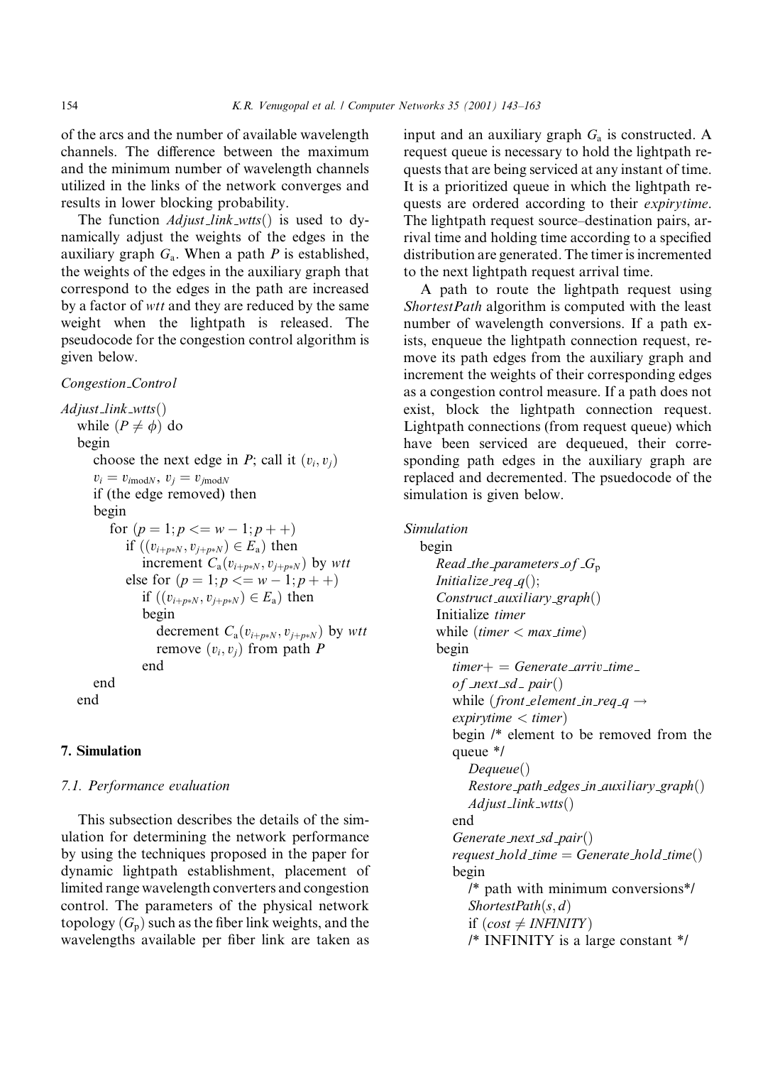of the arcs and the number of available wavelength channels. The difference between the maximum and the minimum number of wavelength channels utilized in the links of the network converges and results in lower blocking probability.

The function *Adjust_link_wtts*() is used to dynamically adjust the weights of the edges in the auxiliary graph $G_a$. When a path $P$ is established, the weights of the edges in the auxiliary graph that correspond to the edges in the path are increased by a factor of *wtt* and they are reduced by the same weight when the lightpath is released. The pseudocode for the congestion control algorithm is given below.

*Congestion_Control*

```
Adjust_link_wtts()
   while (P ≠ φ) do
   begin
      choose the next edge in P; call it (v_i, v_j)
      v_i = v_{i mod N}, v_j = v_{j mod N}
      if (the edge removed) then
      begin
         for (p = 1; p <= w − 1; p++)
            if ((v_{i+p*N}, v_{j+p*N}) ∈ E_a) then
               increment C_a(v_{i+p*N}, v_{j+p*N}) by wtt
            else for (p = 1; p <= w − 1; p++)
               if ((v_{i+p*N}, v_{j+p*N}) ∈ E_a) then
               begin
                  decrement C_a(v_{i+p*N}, v_{j+p*N}) by wtt
                  remove (v_i, v_j) from path P
               end
      end
   end
```

## 7. Simulation

### 7.1. Performance evaluation

This subsection describes the details of the simulation for determining the network performance by using the techniques proposed in the paper for dynamic lightpath establishment, placement of limited range wavelength converters and congestion control. The parameters of the physical network topology ($G_p$) such as the fiber link weights, and the wavelengths available per fiber link are taken as input and an auxiliary graph $G_a$ is constructed. A request queue is necessary to hold the lightpath requests that are being serviced at any instant of time. It is a prioritized queue in which the lightpath requests are ordered according to their *expirytime*. The lightpath request source–destination pairs, arrival time and holding time according to a specified distribution are generated. The timer is incremented to the next lightpath request arrival time.

A path to route the lightpath request using *ShortestPath* algorithm is computed with the least number of wavelength conversions. If a path exists, enqueue the lightpath connection request, remove its path edges from the auxiliary graph and increment the weights of their corresponding edges as a congestion control measure. If a path does not exist, block the lightpath connection request. Lightpath connections (from request queue) which have been serviced are dequeued, their corresponding path edges in the auxiliary graph are replaced and decremented. The psuedocode of the simulation is given below.

*Simulation*

```
begin
   Read_the_parameters_of_G_p
   Initialize_req_q();
   Construct_auxiliary_graph()
   Initialize timer
   while (timer < max_time)
   begin
      timer+ = Generate_arriv_time_
      of_next_sd_ pair()
      while (front_element_in_req_q →
      expirytime < timer)
      begin /* element to be removed from the
      queue */
         Dequeue()
         Restore_path_edges_in_auxiliary_graph()
         Adjust_link_wtts()
      end
      Generate_next_sd_pair()
      request_hold_time = Generate_hold_time()
      begin
         /* path with minimum conversions*/
         ShortestPath(s, d)
         if (cost ≠ INFINITY)
         /* INFINITY is a large constant */
```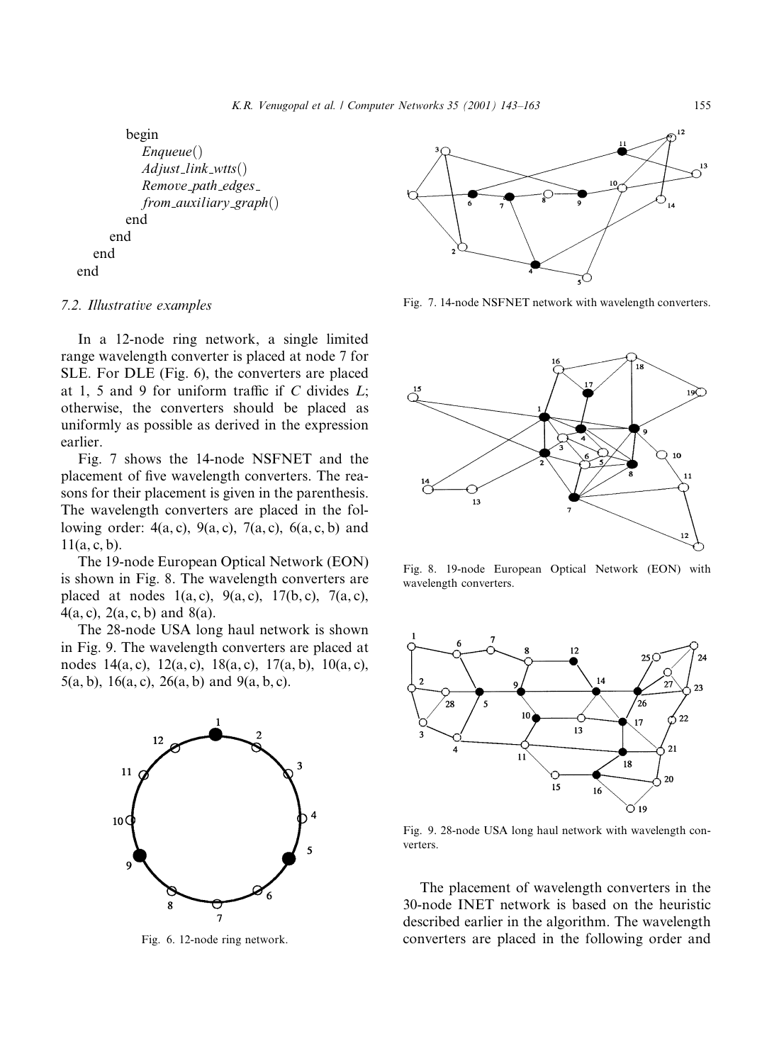```
            begin
               Enqueue()
               Adjust_link_wtts()
               Remove_path_edges_
               from_auxiliary_graph()
            end
         end
      end
   end
```

### 7.2. Illustrative examples

In a 12-node ring network, a single limited range wavelength converter is placed at node 7 for SLE. For DLE (Fig. 6), the converters are placed at 1, 5 and 9 for uniform traffic if $C$ divides $L$; otherwise, the converters should be placed as uniformly as possible as derived in the expression earlier.

Fig. 7 shows the 14-node NSFNET and the placement of five wavelength converters. The reasons for their placement is given in the parenthesis. The wavelength converters are placed in the following order: 4(a, c), 9(a, c), 7(a, c), 6(a, c, b) and 11(a, c, b).

The 19-node European Optical Network (EON) is shown in Fig. 8. The wavelength converters are placed at nodes 1(a, c), 9(a, c), 17(b, c), 7(a, c), 4(a, c), 2(a, c, b) and 8(a).

The 28-node USA long haul network is shown in Fig. 9. The wavelength converters are placed at nodes 14(a, c), 12(a, c), 18(a, c), 17(a, b), 10(a, c), 5(a, b), 16(a, c), 26(a, b) and 9(a, b, c).

Fig. 6. 12-node ring network.

Fig. 7. 14-node NSFNET network with wavelength converters.

Fig. 8. 19-node European Optical Network (EON) with wavelength converters.

Fig. 9. 28-node USA long haul network with wavelength converters.

The placement of wavelength converters in the 30-node INET network is based on the heuristic described earlier in the algorithm. The wavelength converters are placed in the following order and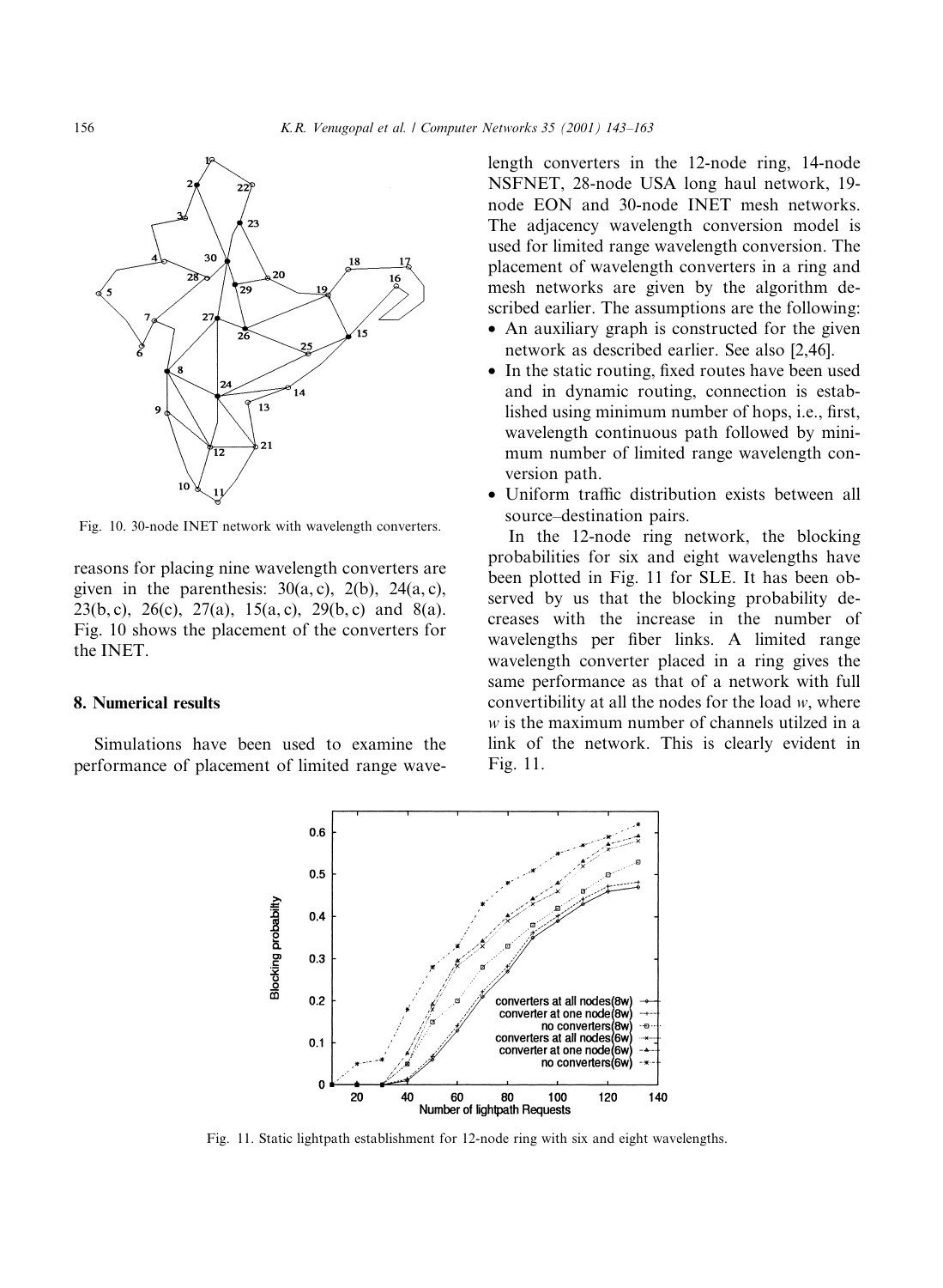Fig. 10. 30-node INET network with wavelength converters.

reasons for placing nine wavelength converters are given in the parenthesis: 30(a, c), 2(b), 24(a, c), 23(b, c), 26(c), 27(a), 15(a, c), 29(b, c) and 8(a). Fig. 10 shows the placement of the converters for the INET.

## 8. Numerical results

Simulations have been used to examine the performance of placement of limited range wavelength converters in the 12-node ring, 14-node NSFNET, 28-node USA long haul network, 19-node EON and 30-node INET mesh networks. The adjacency wavelength conversion model is used for limited range wavelength conversion. The placement of wavelength converters in a ring and mesh networks are given by the algorithm described earlier. The assumptions are the following:

- An auxiliary graph is constructed for the given network as described earlier. See also [2,46].
- In the static routing, fixed routes have been used and in dynamic routing, connection is established using minimum number of hops, i.e., first, wavelength continuous path followed by minimum number of limited range wavelength conversion path.
- Uniform traffic distribution exists between all source–destination pairs.

In the 12-node ring network, the blocking probabilities for six and eight wavelengths have been plotted in Fig. 11 for SLE. It has been observed by us that the blocking probability decreases with the increase in the number of wavelengths per fiber links. A limited range wavelength converter placed in a ring gives the same performance as that of a network with full convertibility at all the nodes for the load $w$, where $w$ is the maximum number of channels utilzed in a link of the network. This is clearly evident in Fig. 11.

Fig. 11. Static lightpath establishment for 12-node ring with six and eight wavelengths.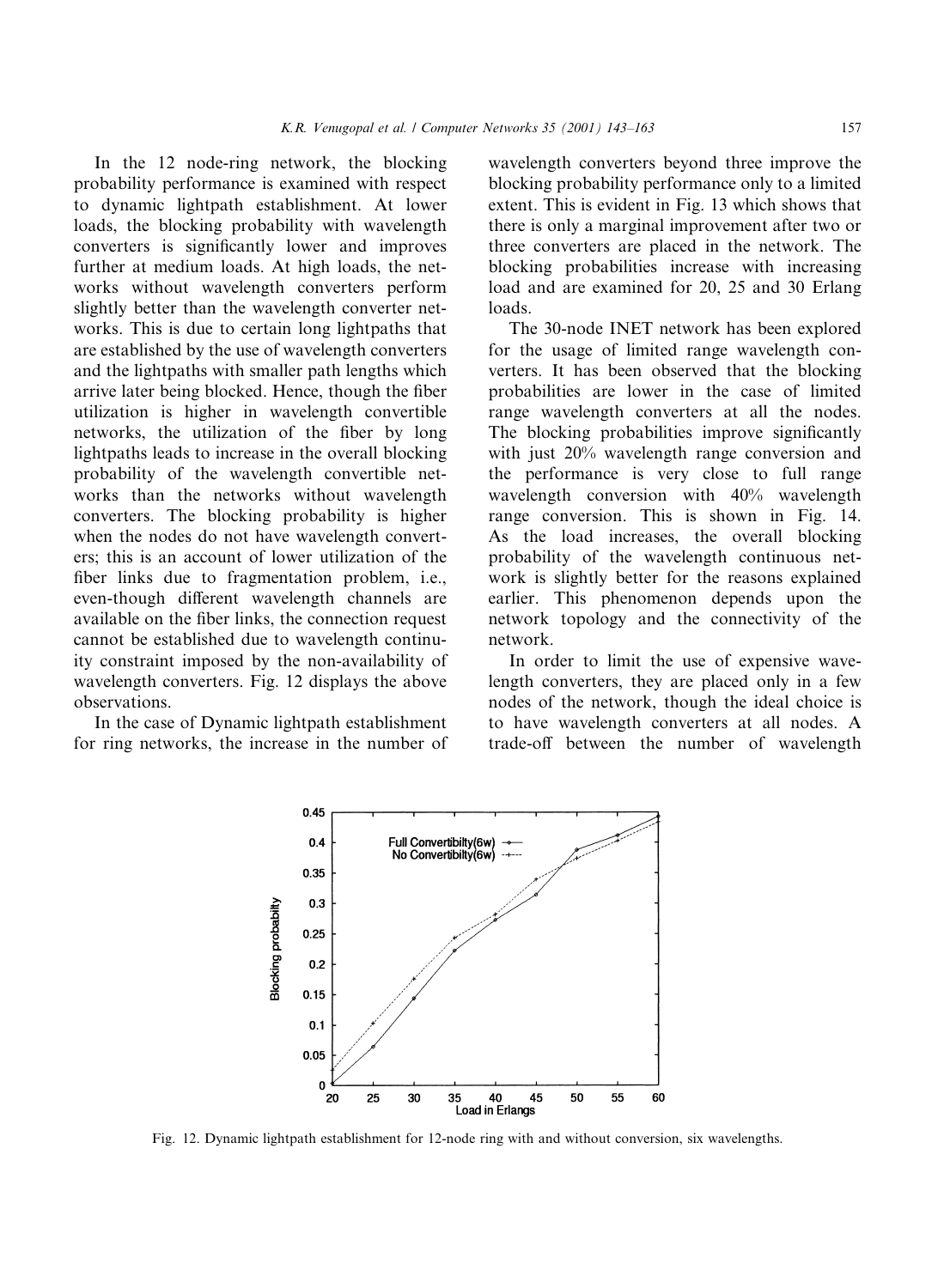In the 12 node-ring network, the blocking probability performance is examined with respect to dynamic lightpath establishment. At lower loads, the blocking probability with wavelength converters is significantly lower and improves further at medium loads. At high loads, the networks without wavelength converters perform slightly better than the wavelength converter networks. This is due to certain long lightpaths that are established by the use of wavelength converters and the lightpaths with smaller path lengths which arrive later being blocked. Hence, though the fiber utilization is higher in wavelength convertible networks, the utilization of the fiber by long lightpaths leads to increase in the overall blocking probability of the wavelength convertible networks than the networks without wavelength converters. The blocking probability is higher when the nodes do not have wavelength converters; this is an account of lower utilization of the fiber links due to fragmentation problem, i.e., even-though different wavelength channels are available on the fiber links, the connection request cannot be established due to wavelength continuity constraint imposed by the non-availability of wavelength converters. Fig. 12 displays the above observations.

In the case of Dynamic lightpath establishment for ring networks, the increase in the number of wavelength converters beyond three improve the blocking probability performance only to a limited extent. This is evident in Fig. 13 which shows that there is only a marginal improvement after two or three converters are placed in the network. The blocking probabilities increase with increasing load and are examined for 20, 25 and 30 Erlang loads.

The 30-node INET network has been explored for the usage of limited range wavelength converters. It has been observed that the blocking probabilities are lower in the case of limited range wavelength converters at all the nodes. The blocking probabilities improve significantly with just 20% wavelength range conversion and the performance is very close to full range wavelength conversion with 40% wavelength range conversion. This is shown in Fig. 14. As the load increases, the overall blocking probability of the wavelength continuous network is slightly better for the reasons explained earlier. This phenomenon depends upon the network topology and the connectivity of the network.

In order to limit the use of expensive wavelength converters, they are placed only in a few nodes of the network, though the ideal choice is to have wavelength converters at all nodes. A trade-off between the number of wavelength

Fig. 12. Dynamic lightpath establishment for 12-node ring with and without conversion, six wavelengths.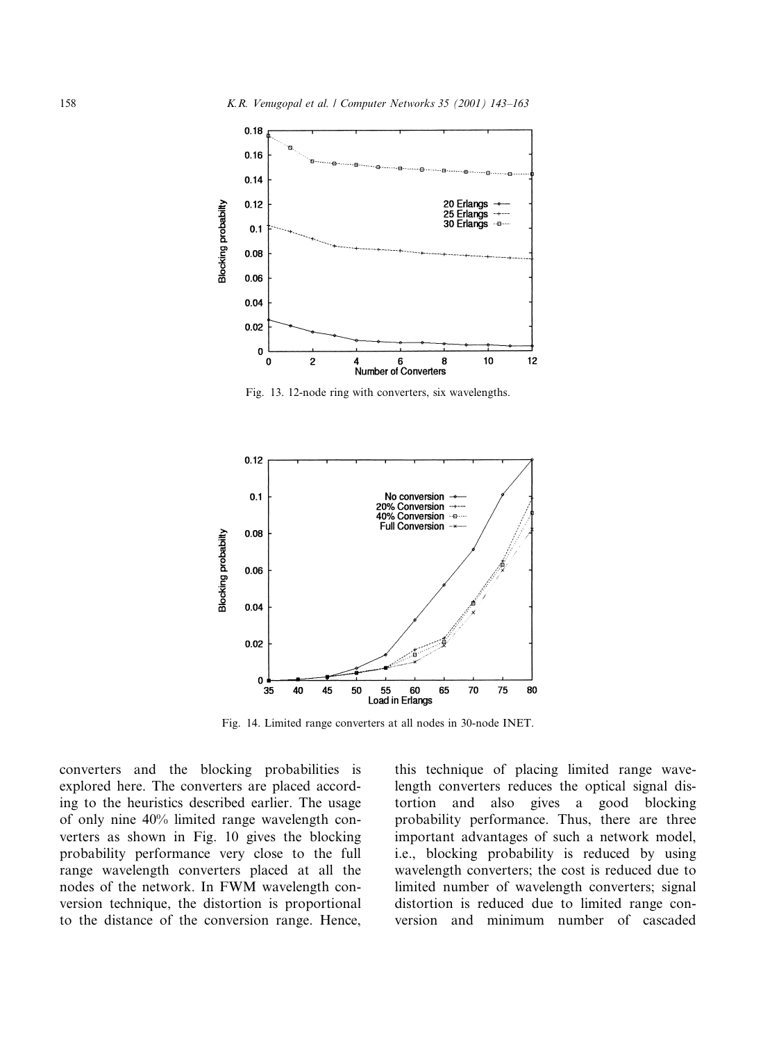Fig. 13. 12-node ring with converters, six wavelengths.

Fig. 14. Limited range converters at all nodes in 30-node INET.

converters and the blocking probabilities is explored here. The converters are placed according to the heuristics described earlier. The usage of only nine 40% limited range wavelength converters as shown in Fig. 10 gives the blocking probability performance very close to the full range wavelength converters placed at all the nodes of the network. In FWM wavelength conversion technique, the distortion is proportional to the distance of the conversion range. Hence, this technique of placing limited range wavelength converters reduces the optical signal distortion and also gives a good blocking probability performance. Thus, there are three important advantages of such a network model, i.e., blocking probability is reduced by using wavelength converters; the cost is reduced due to limited number of wavelength converters; signal distortion is reduced due to limited range conversion and minimum number of cascaded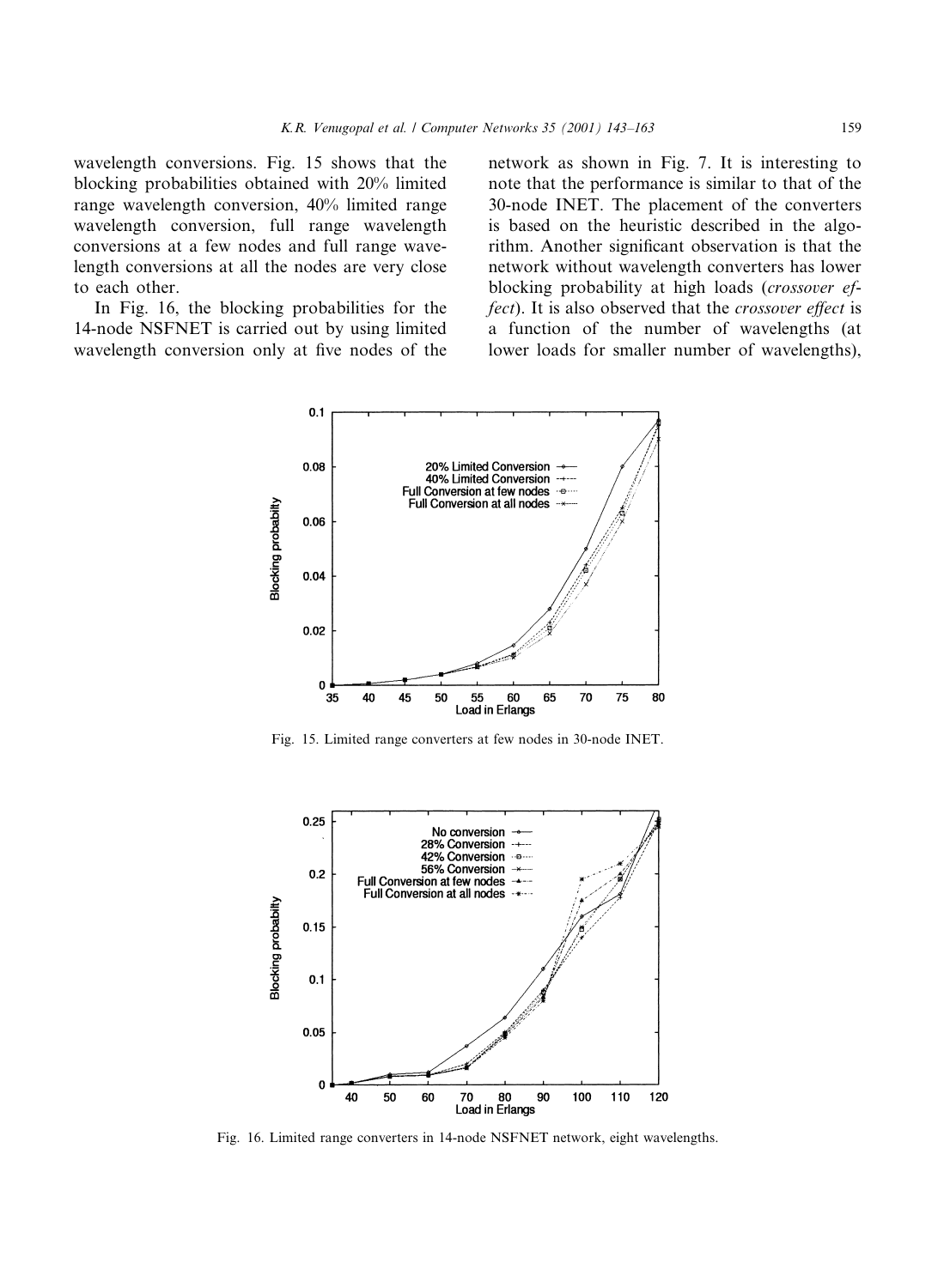wavelength conversions. Fig. 15 shows that the blocking probabilities obtained with 20% limited range wavelength conversion, 40% limited range wavelength conversion, full range wavelength conversions at a few nodes and full range wavelength conversions at all the nodes are very close to each other.

In Fig. 16, the blocking probabilities for the 14-node NSFNET is carried out by using limited wavelength conversion only at five nodes of the network as shown in Fig. 7. It is interesting to note that the performance is similar to that of the 30-node INET. The placement of the converters is based on the heuristic described in the algorithm. Another significant observation is that the network without wavelength converters has lower blocking probability at high loads (*crossover effect*). It is also observed that the *crossover effect* is a function of the number of wavelengths (at lower loads for smaller number of wavelengths),

Fig. 15. Limited range converters at few nodes in 30-node INET.

Fig. 16. Limited range converters in 14-node NSFNET network, eight wavelengths.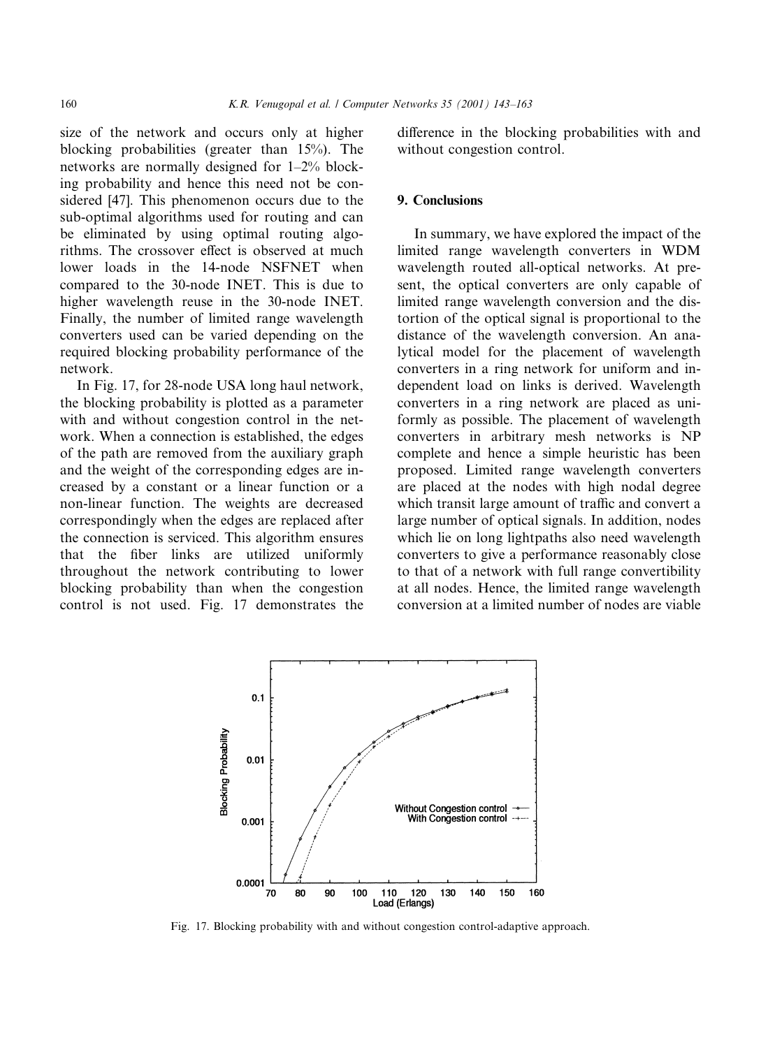size of the network and occurs only at higher blocking probabilities (greater than 15%). The networks are normally designed for 1–2% blocking probability and hence this need not be considered [47]. This phenomenon occurs due to the sub-optimal algorithms used for routing and can be eliminated by using optimal routing algorithms. The crossover effect is observed at much lower loads in the 14-node NSFNET when compared to the 30-node INET. This is due to higher wavelength reuse in the 30-node INET. Finally, the number of limited range wavelength converters used can be varied depending on the required blocking probability performance of the network.

In Fig. 17, for 28-node USA long haul network, the blocking probability is plotted as a parameter with and without congestion control in the network. When a connection is established, the edges of the path are removed from the auxiliary graph and the weight of the corresponding edges are increased by a constant or a linear function or a non-linear function. The weights are decreased correspondingly when the edges are replaced after the connection is serviced. This algorithm ensures that the fiber links are utilized uniformly throughout the network contributing to lower blocking probability than when the congestion control is not used. Fig. 17 demonstrates the difference in the blocking probabilities with and without congestion control.

## 9. Conclusions

In summary, we have explored the impact of the limited range wavelength converters in WDM wavelength routed all-optical networks. At present, the optical converters are only capable of limited range wavelength conversion and the distortion of the optical signal is proportional to the distance of the wavelength conversion. An analytical model for the placement of wavelength converters in a ring network for uniform and independent load on links is derived. Wavelength converters in a ring network are placed as uniformly as possible. The placement of wavelength converters in arbitrary mesh networks is NP complete and hence a simple heuristic has been proposed. Limited range wavelength converters are placed at the nodes with high nodal degree which transit large amount of traffic and convert a large number of optical signals. In addition, nodes which lie on long lightpaths also need wavelength converters to give a performance reasonably close to that of a network with full range convertibility at all nodes. Hence, the limited range wavelength conversion at a limited number of nodes are viable

Fig. 17. Blocking probability with and without congestion control-adaptive approach.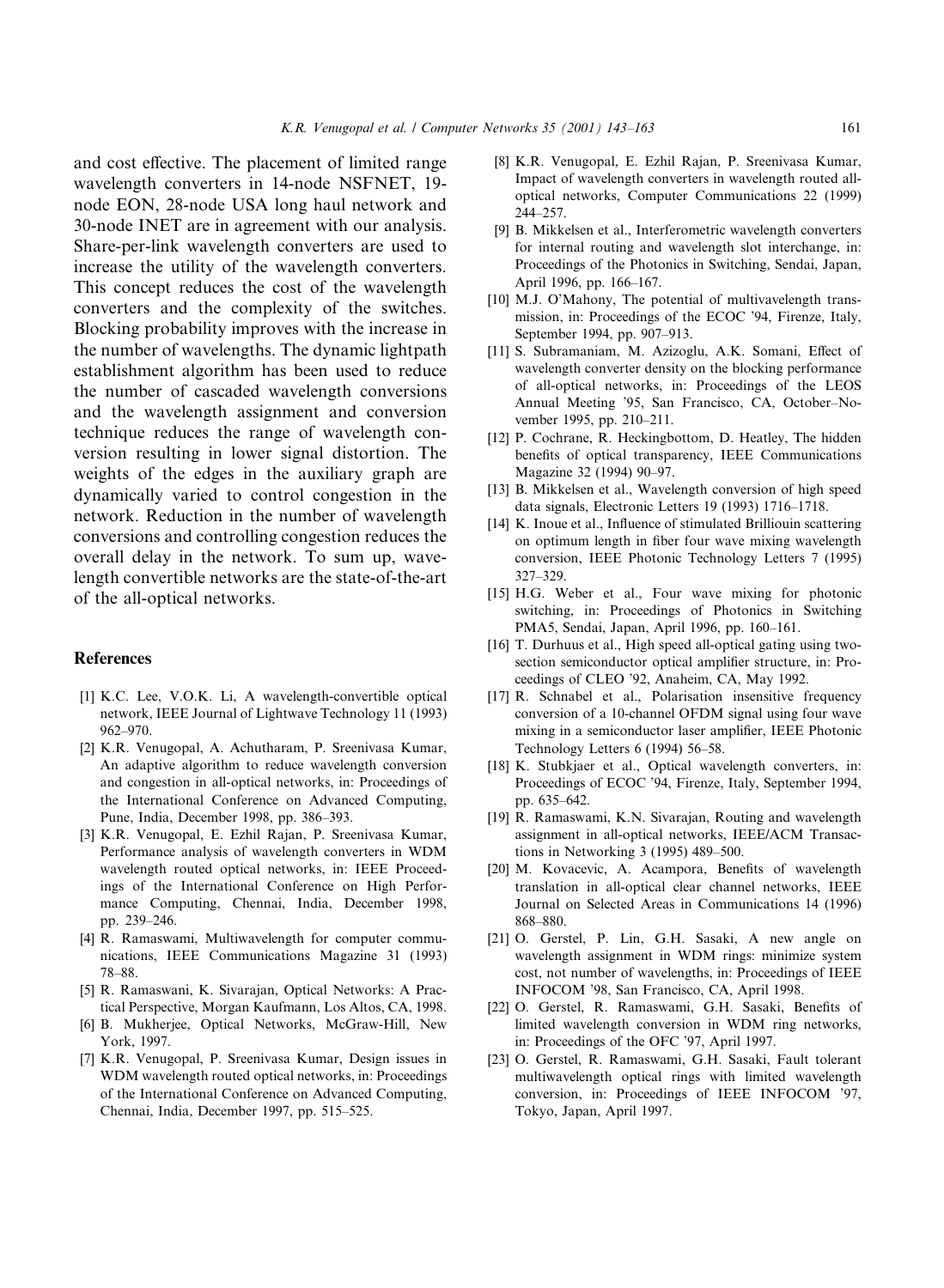and cost effective. The placement of limited range wavelength converters in 14-node NSFNET, 19-node EON, 28-node USA long haul network and 30-node INET are in agreement with our analysis. Share-per-link wavelength converters are used to increase the utility of the wavelength converters. This concept reduces the cost of the wavelength converters and the complexity of the switches. Blocking probability improves with the increase in the number of wavelengths. The dynamic lightpath establishment algorithm has been used to reduce the number of cascaded wavelength conversions and the wavelength assignment and conversion technique reduces the range of wavelength conversion resulting in lower signal distortion. The weights of the edges in the auxiliary graph are dynamically varied to control congestion in the network. Reduction in the number of wavelength conversions and controlling congestion reduces the overall delay in the network. To sum up, wavelength convertible networks are the state-of-the-art of the all-optical networks.

## References

[1] K.C. Lee, V.O.K. Li, A wavelength-convertible optical network, IEEE Journal of Lightwave Technology 11 (1993) 962–970.

[2] K.R. Venugopal, A. Achutharam, P. Sreenivasa Kumar, An adaptive algorithm to reduce wavelength conversion and congestion in all-optical networks, in: Proceedings of the International Conference on Advanced Computing, Pune, India, December 1998, pp. 386–393.

[3] K.R. Venugopal, E. Ezhil Rajan, P. Sreenivasa Kumar, Performance analysis of wavelength converters in WDM wavelength routed optical networks, in: IEEE Proceedings of the International Conference on High Performance Computing, Chennai, India, December 1998, pp. 239–246.

[4] R. Ramaswami, Multiwavelength for computer communications, IEEE Communications Magazine 31 (1993) 78–88.

[5] R. Ramaswani, K. Sivarajan, Optical Networks: A Practical Perspective, Morgan Kaufmann, Los Altos, CA, 1998.

[6] B. Mukherjee, Optical Networks, McGraw-Hill, New York, 1997.

[7] K.R. Venugopal, P. Sreenivasa Kumar, Design issues in WDM wavelength routed optical networks, in: Proceedings of the International Conference on Advanced Computing, Chennai, India, December 1997, pp. 515–525.

[8] K.R. Venugopal, E. Ezhil Rajan, P. Sreenivasa Kumar, Impact of wavelength converters in wavelength routed all-optical networks, Computer Communications 22 (1999) 244–257.

[9] B. Mikkelsen et al., Interferometric wavelength converters for internal routing and wavelength slot interchange, in: Proceedings of the Photonics in Switching, Sendai, Japan, April 1996, pp. 166–167.

[10] M.J. O'Mahony, The potential of multivavelength transmission, in: Proceedings of the ECOC '94, Firenze, Italy, September 1994, pp. 907–913.

[11] S. Subramaniam, M. Azizoglu, A.K. Somani, Effect of wavelength converter density on the blocking performance of all-optical networks, in: Proceedings of the LEOS Annual Meeting '95, San Francisco, CA, October–November 1995, pp. 210–211.

[12] P. Cochrane, R. Heckingbottom, D. Heatley, The hidden benefits of optical transparency, IEEE Communications Magazine 32 (1994) 90–97.

[13] B. Mikkelsen et al., Wavelength conversion of high speed data signals, Electronic Letters 19 (1993) 1716–1718.

[14] K. Inoue et al., Influence of stimulated Brilliouin scattering on optimum length in fiber four wave mixing wavelength conversion, IEEE Photonic Technology Letters 7 (1995) 327–329.

[15] H.G. Weber et al., Four wave mixing for photonic switching, in: Proceedings of Photonics in Switching PMA5, Sendai, Japan, April 1996, pp. 160–161.

[16] T. Durhuus et al., High speed all-optical gating using two-section semiconductor optical amplifier structure, in: Proceedings of CLEO '92, Anaheim, CA, May 1992.

[17] R. Schnabel et al., Polarisation insensitive frequency conversion of a 10-channel OFDM signal using four wave mixing in a semiconductor laser amplifier, IEEE Photonic Technology Letters 6 (1994) 56–58.

[18] K. Stubkjaer et al., Optical wavelength converters, in: Proceedings of ECOC '94, Firenze, Italy, September 1994, pp. 635–642.

[19] R. Ramaswami, K.N. Sivarajan, Routing and wavelength assignment in all-optical networks, IEEE/ACM Transactions in Networking 3 (1995) 489–500.

[20] M. Kovacevic, A. Acampora, Benefits of wavelength translation in all-optical clear channel networks, IEEE Journal on Selected Areas in Communications 14 (1996) 868–880.

[21] O. Gerstel, P. Lin, G.H. Sasaki, A new angle on wavelength assignment in WDM rings: minimize system cost, not number of wavelengths, in: Proceedings of IEEE INFOCOM '98, San Francisco, CA, April 1998.

[22] O. Gerstel, R. Ramaswami, G.H. Sasaki, Benefits of limited wavelength conversion in WDM ring networks, in: Proceedings of the OFC '97, April 1997.

[23] O. Gerstel, R. Ramaswami, G.H. Sasaki, Fault tolerant multiwavelength optical rings with limited wavelength conversion, in: Proceedings of IEEE INFOCOM '97, Tokyo, Japan, April 1997.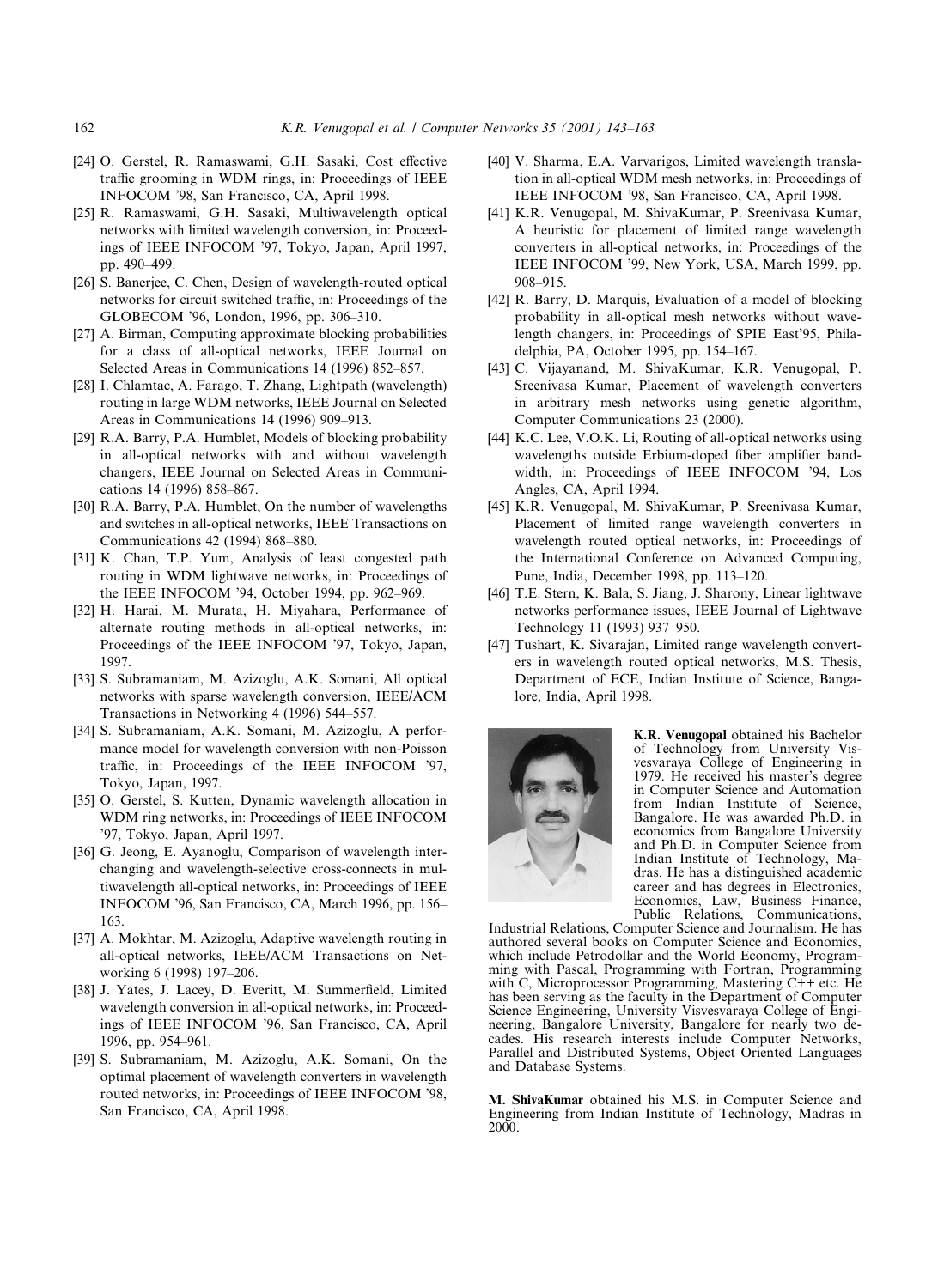[24] O. Gerstel, R. Ramaswami, G.H. Sasaki, Cost effective traffic grooming in WDM rings, in: Proceedings of IEEE INFOCOM '98, San Francisco, CA, April 1998.

[25] R. Ramaswami, G.H. Sasaki, Multiwavelength optical networks with limited wavelength conversion, in: Proceedings of IEEE INFOCOM '97, Tokyo, Japan, April 1997, pp. 490–499.

[26] S. Banerjee, C. Chen, Design of wavelength-routed optical networks for circuit switched traffic, in: Proceedings of the GLOBECOM '96, London, 1996, pp. 306–310.

[27] A. Birman, Computing approximate blocking probabilities for a class of all-optical networks, IEEE Journal on Selected Areas in Communications 14 (1996) 852–857.

[28] I. Chlamtac, A. Farago, T. Zhang, Lightpath (wavelength) routing in large WDM networks, IEEE Journal on Selected Areas in Communications 14 (1996) 909–913.

[29] R.A. Barry, P.A. Humblet, Models of blocking probability in all-optical networks with and without wavelength changers, IEEE Journal on Selected Areas in Communications 14 (1996) 858–867.

[30] R.A. Barry, P.A. Humblet, On the number of wavelengths and switches in all-optical networks, IEEE Transactions on Communications 42 (1994) 868–880.

[31] K. Chan, T.P. Yum, Analysis of least congested path routing in WDM lightwave networks, in: Proceedings of the IEEE INFOCOM '94, October 1994, pp. 962–969.

[32] H. Harai, M. Murata, H. Miyahara, Performance of alternate routing methods in all-optical networks, in: Proceedings of the IEEE INFOCOM '97, Tokyo, Japan, 1997.

[33] S. Subramaniam, M. Azizoglu, A.K. Somani, All optical networks with sparse wavelength conversion, IEEE/ACM Transactions in Networking 4 (1996) 544–557.

[34] S. Subramaniam, A.K. Somani, M. Azizoglu, A performance model for wavelength conversion with non-Poisson traffic, in: Proceedings of the IEEE INFOCOM '97, Tokyo, Japan, 1997.

[35] O. Gerstel, S. Kutten, Dynamic wavelength allocation in WDM ring networks, in: Proceedings of IEEE INFOCOM '97, Tokyo, Japan, April 1997.

[36] G. Jeong, E. Ayanoglu, Comparison of wavelength interchanging and wavelength-selective cross-connects in multiwavelength all-optical networks, in: Proceedings of IEEE INFOCOM '96, San Francisco, CA, March 1996, pp. 156–163.

[37] A. Mokhtar, M. Azizoglu, Adaptive wavelength routing in all-optical networks, IEEE/ACM Transactions on Networking 6 (1998) 197–206.

[38] J. Yates, J. Lacey, D. Everitt, M. Summerfield, Limited wavelength conversion in all-optical networks, in: Proceedings of IEEE INFOCOM '96, San Francisco, CA, April 1996, pp. 954–961.

[39] S. Subramaniam, M. Azizoglu, A.K. Somani, On the optimal placement of wavelength converters in wavelength routed networks, in: Proceedings of IEEE INFOCOM '98, San Francisco, CA, April 1998.

[40] V. Sharma, E.A. Varvarigos, Limited wavelength translation in all-optical WDM mesh networks, in: Proceedings of IEEE INFOCOM '98, San Francisco, CA, April 1998.

[41] K.R. Venugopal, M. ShivaKumar, P. Sreenivasa Kumar, A heuristic for placement of limited range wavelength converters in all-optical networks, in: Proceedings of the IEEE INFOCOM '99, New York, USA, March 1999, pp. 908–915.

[42] R. Barry, D. Marquis, Evaluation of a model of blocking probability in all-optical mesh networks without wavelength changers, in: Proceedings of SPIE East'95, Philadelphia, PA, October 1995, pp. 154–167.

[43] C. Vijayanand, M. ShivaKumar, K.R. Venugopal, P. Sreenivasa Kumar, Placement of wavelength converters in arbitrary mesh networks using genetic algorithm, Computer Communications 23 (2000).

[44] K.C. Lee, V.O.K. Li, Routing of all-optical networks using wavelengths outside Erbium-doped fiber amplifier bandwidth, in: Proceedings of IEEE INFOCOM '94, Los Angles, CA, April 1994.

[45] K.R. Venugopal, M. ShivaKumar, P. Sreenivasa Kumar, Placement of limited range wavelength converters in wavelength routed optical networks, in: Proceedings of the International Conference on Advanced Computing, Pune, India, December 1998, pp. 113–120.

[46] T.E. Stern, K. Bala, S. Jiang, J. Sharony, Linear lightwave networks performance issues, IEEE Journal of Lightwave Technology 11 (1993) 937–950.

[47] Tushart, K. Sivarajan, Limited range wavelength converters in wavelength routed optical networks, M.S. Thesis, Department of ECE, Indian Institute of Science, Bangalore, India, April 1998.

**K.R. Venugopal** obtained his Bachelor of Technology from University Visvesvaraya College of Engineering in 1979. He received his master's degree in Computer Science and Automation from Indian Institute of Science, Bangalore. He was awarded Ph.D. in economics from Bangalore University and Ph.D. in Computer Science from Indian Institute of Technology, Madras. He has a distinguished academic career and has degrees in Electronics, Economics, Law, Business Finance, Public Relations, Communications, Industrial Relations, Computer Science and Journalism. He has authored several books on Computer Science and Economics, which include Petrodollar and the World Economy, Programming with Pascal, Programming with Fortran, Programming with C, Microprocessor Programming, Mastering C++ etc. He has been serving as the faculty in the Department of Computer Science Engineering, University Visvesvaraya College of Engineering, Bangalore University, Bangalore for nearly two decades. His research interests include Computer Networks, Parallel and Distributed Systems, Object Oriented Languages and Database Systems.

**M. ShivaKumar** obtained his M.S. in Computer Science and Engineering from Indian Institute of Technology, Madras in 2000.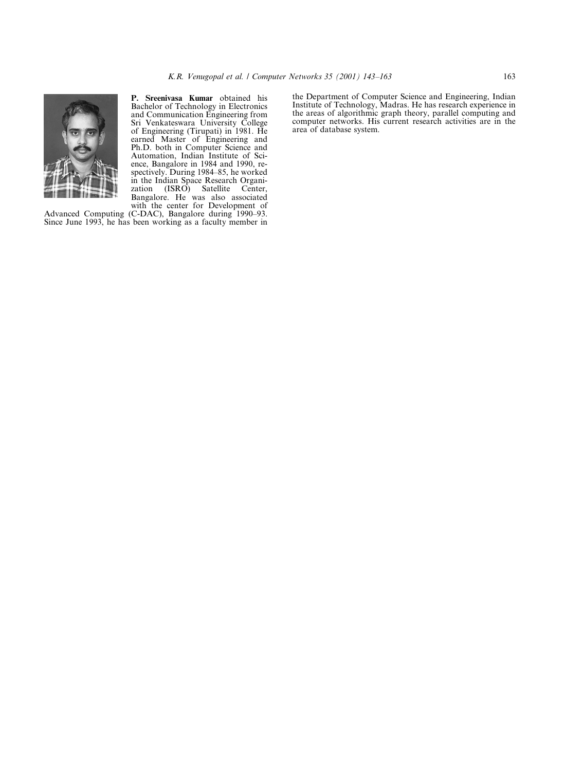**P. Sreenivasa Kumar** obtained his Bachelor of Technology in Electronics and Communication Engineering from Sri Venkateswara University College of Engineering (Tirupati) in 1981. He earned Master of Engineering and Ph.D. both in Computer Science and Automation, Indian Institute of Science, Bangalore in 1984 and 1990, respectively. During 1984–85, he worked in the Indian Space Research Organization (ISRO) Satellite Center, Bangalore. He was also associated with the center for Development of Advanced Computing (C-DAC), Bangalore during 1990–93. Since June 1993, he has been working as a faculty member in the Department of Computer Science and Engineering, Indian Institute of Technology, Madras. He has research experience in the areas of algorithmic graph theory, parallel computing and computer networks. His current research activities are in the area of database system.